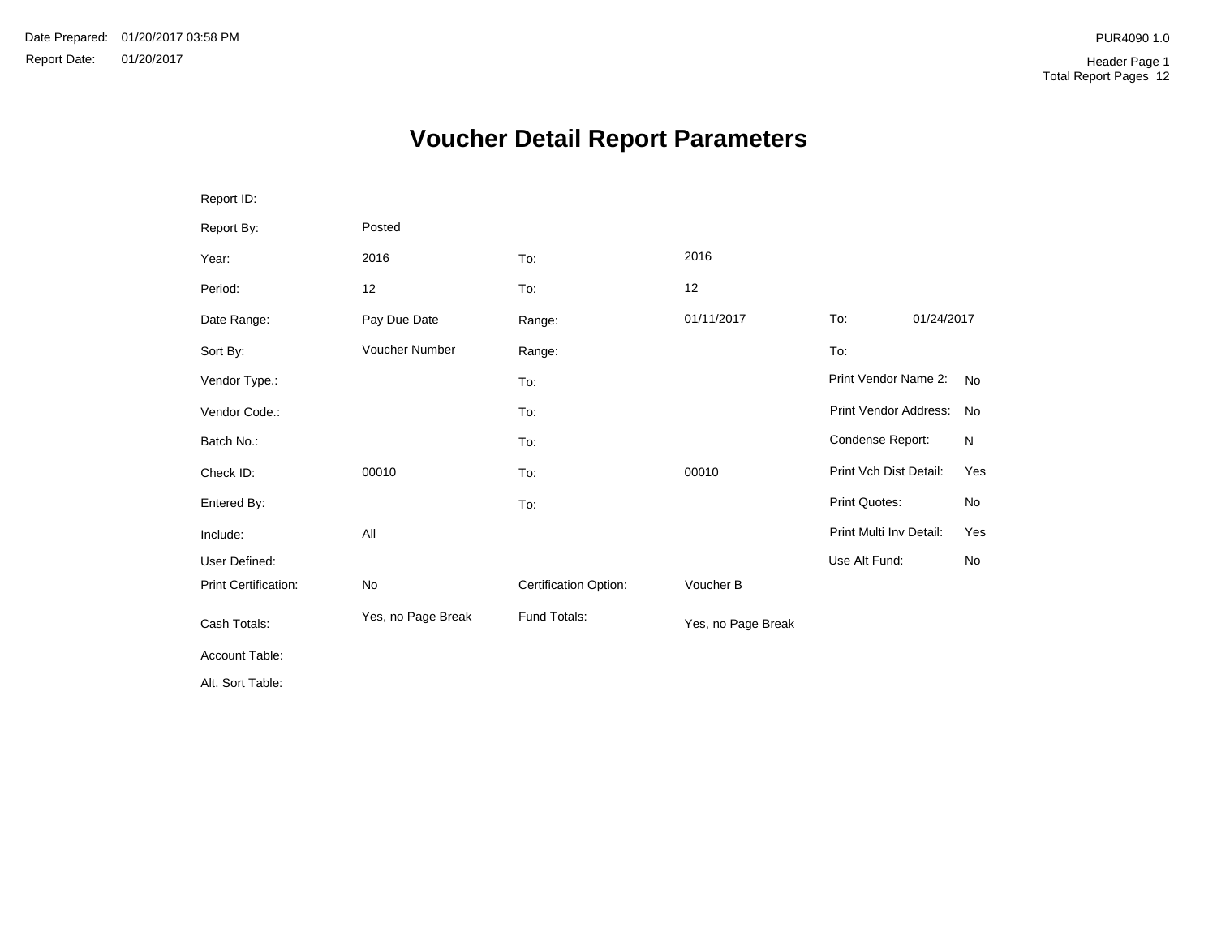Date Prepared: 01/20/2017 03:58 PM

Report Date: 01/20/2017

PUR4090 1.0

Header Page 1
Total Report Pages 12

# Voucher Detail Report Parameters

| | | | | | |
|---|---|---|---|---|---|
| Report ID: | | | | | |
| Report By: | Posted | | | | |
| Year: | 2016 | To: | 2016 | | |
| Period: | 12 | To: | 12 | | |
| Date Range: | Pay Due Date | Range: | 01/11/2017 | To: | 01/24/2017 |
| Sort By: | Voucher Number | Range: | | To: | |
| Vendor Type.: | | To: | | Print Vendor Name 2: | No |
| Vendor Code.: | | To: | | Print Vendor Address: | No |
| Batch No.: | | To: | | Condense Report: | N |
| Check ID: | 00010 | To: | 00010 | Print Vch Dist Detail: | Yes |
| Entered By: | | To: | | Print Quotes: | No |
| Include: | All | | | Print Multi Inv Detail: | Yes |
| User Defined: | | | | Use Alt Fund: | No |
| Print Certification: | No | Certification Option: | Voucher B | | |
| Cash Totals: | Yes, no Page Break | Fund Totals: | Yes, no Page Break | | |
| Account Table: | | | | | |
| Alt. Sort Table: | | | | | |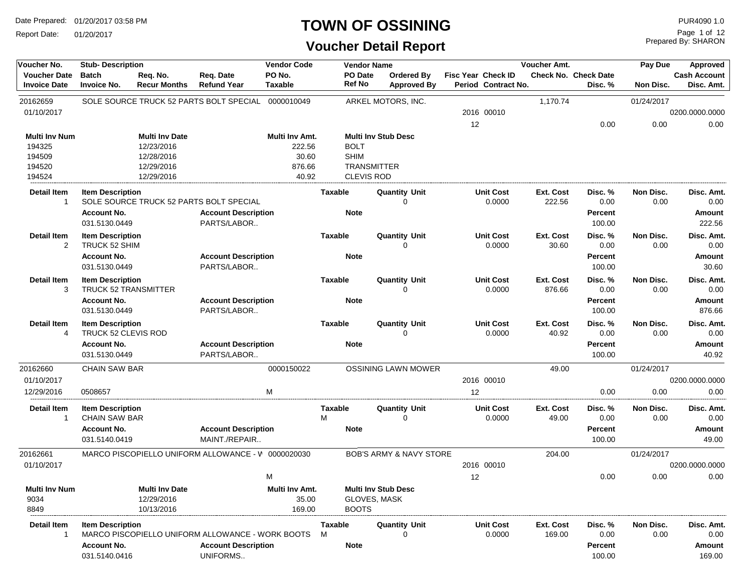# TOWN OF OSSINING

## Voucher Detail Report

Date Prepared: 01/20/2017 03:58 PM
Report Date: 01/20/2017

PUR4090 1.0
Prepared By: SHARON

| Voucher No. | Stub- Description | | | Vendor Code | Vendor Name | | | Voucher Amt. | | Pay Due | Approved |
|---|---|---|---|---|---|---|---|---|---|---|---|
| Voucher Date | Batch | Req. No. | Req. Date | PO No. | PO Date | Ordered By | Fisc Year Check ID | Check No. | Check Date | | Cash Account |
| Invoice Date | Invoice No. | Recur Months | Refund Year | Taxable | Ref No | Approved By | Period Contract No. | | Disc. % | Non Disc. | Disc. Amt. |
| 20162659 | SOLE SOURCE TRUCK 52 PARTS BOLT SPECIAL | | | 0000010049 | ARKEL MOTORS, INC. | | | 1,170.74 | | 01/24/2017 | |
| 01/10/2017 | | | | | | | 2016 00010 | | | | 0200.0000.0000 |
| | | | | | | | 12 | | 0.00 | 0.00 | 0.00 |

| Multi Inv Num | Multi Inv Date | Multi Inv Amt. | Multi Inv Stub Desc |
|---|---|---|---|
| 194325 | 12/23/2016 | 222.56 | BOLT |
| 194509 | 12/28/2016 | 30.60 | SHIM |
| 194520 | 12/29/2016 | 876.66 | TRANSMITTER |
| 194524 | 12/29/2016 | 40.92 | CLEVIS ROD |

| Detail Item | Item Description | Account Description | Taxable | Quantity Unit | Unit Cost | Ext. Cost | Disc. % | Non Disc. | Disc. Amt. |
|---|---|---|---|---|---|---|---|---|---|
| 1 | SOLE SOURCE TRUCK 52 PARTS BOLT SPECIAL | | | 0 | 0.0000 | 222.56 | 0.00 | 0.00 | 0.00 |
| | **Account No.** | **Account Description** | **Note** | | | | **Percent** | | **Amount** |
| | 031.5130.0449 | PARTS/LABOR.. | | | | | 100.00 | | 222.56 |
| 2 | TRUCK 52 SHIM | | | 0 | 0.0000 | 30.60 | 0.00 | 0.00 | 0.00 |
| | **Account No.** | **Account Description** | **Note** | | | | **Percent** | | **Amount** |
| | 031.5130.0449 | PARTS/LABOR.. | | | | | 100.00 | | 30.60 |
| 3 | TRUCK 52 TRANSMITTER | | | 0 | 0.0000 | 876.66 | 0.00 | 0.00 | 0.00 |
| | **Account No.** | **Account Description** | **Note** | | | | **Percent** | | **Amount** |
| | 031.5130.0449 | PARTS/LABOR.. | | | | | 100.00 | | 876.66 |
| 4 | TRUCK 52 CLEVIS ROD | | | 0 | 0.0000 | 40.92 | 0.00 | 0.00 | 0.00 |
| | **Account No.** | **Account Description** | **Note** | | | | **Percent** | | **Amount** |
| | 031.5130.0449 | PARTS/LABOR.. | | | | | 100.00 | | 40.92 |

| Voucher No. | Stub- Description | | | Vendor Code | Vendor Name | | | Voucher Amt. | | Pay Due | Approved |
|---|---|---|---|---|---|---|---|---|---|---|---|
| 20162660 | CHAIN SAW BAR | | | 0000150022 | OSSINING LAWN MOWER | | | 49.00 | | 01/24/2017 | |
| 01/10/2017 | | | | | | | 2016 00010 | | | | 0200.0000.0000 |
| 12/29/2016 | 0508657 | | | M | | | 12 | | 0.00 | 0.00 | 0.00 |

| Detail Item | Item Description | Account Description | Taxable | Quantity Unit | Unit Cost | Ext. Cost | Disc. % | Non Disc. | Disc. Amt. |
|---|---|---|---|---|---|---|---|---|---|
| 1 | CHAIN SAW BAR | | M | 0 | 0.0000 | 49.00 | 0.00 | 0.00 | 0.00 |
| | **Account No.** | **Account Description** | **Note** | | | | **Percent** | | **Amount** |
| | 031.5140.0419 | MAINT./REPAIR.. | | | | | 100.00 | | 49.00 |

| Voucher No. | Stub- Description | | | Vendor Code | Vendor Name | | | Voucher Amt. | | Pay Due | Approved |
|---|---|---|---|---|---|---|---|---|---|---|---|
| 20162661 | MARCO PISCOPIELLO UNIFORM ALLOWANCE - W | | | 0000020030 | BOB'S ARMY & NAVY STORE | | | 204.00 | | 01/24/2017 | |
| 01/10/2017 | | | | | | | 2016 00010 | | | | 0200.0000.0000 |
| | | | | M | | | 12 | | 0.00 | 0.00 | 0.00 |

| Multi Inv Num | Multi Inv Date | Multi Inv Amt. | Multi Inv Stub Desc |
|---|---|---|---|
| 9034 | 12/29/2016 | 35.00 | GLOVES, MASK |
| 8849 | 10/13/2016 | 169.00 | BOOTS |

| Detail Item | Item Description | Account Description | Taxable | Quantity Unit | Unit Cost | Ext. Cost | Disc. % | Non Disc. | Disc. Amt. |
|---|---|---|---|---|---|---|---|---|---|
| 1 | MARCO PISCOPIELLO UNIFORM ALLOWANCE - WORK BOOTS | | M | 0 | 0.0000 | 169.00 | 0.00 | 0.00 | 0.00 |
| | **Account No.** | **Account Description** | **Note** | | | | **Percent** | | **Amount** |
| | 031.5140.0416 | UNIFORMS.. | | | | | 100.00 | | 169.00 |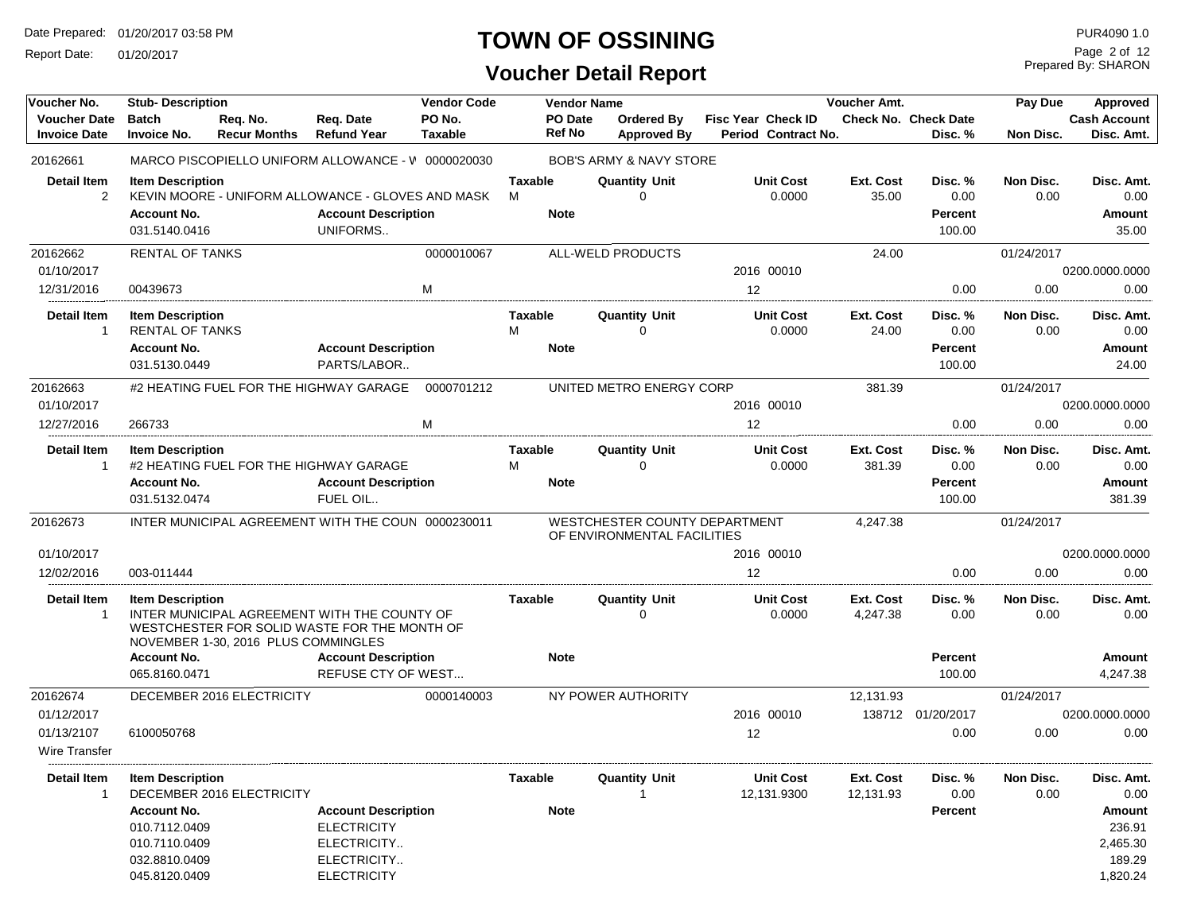# TOWN OF OSSINING

## Voucher Detail Report

| Voucher No. | Stub- Description | | | Vendor Code | Vendor Name | | | Voucher Amt. | | Pay Due | Approved |
|---|---|---|---|---|---|---|---|---|---|---|---|
| Voucher Date | Batch | Req. No. | Req. Date | PO No. | PO Date | Ordered By | Fisc Year Check ID | Check No. | Check Date | | Cash Account |
| Invoice Date | Invoice No. | Recur Months | Refund Year | Taxable | Ref No | Approved By | Period Contract No. | | Disc. % | Non Disc. | Disc. Amt. |

---

**20162661** — MARCO PISCOPIELLO UNIFORM ALLOWANCE - W — 0000020030 — BOB'S ARMY & NAVY STORE

| Detail Item | Item Description | Taxable | Quantity Unit | Unit Cost | Ext. Cost | Disc. % | Non Disc. | Disc. Amt. |
|---|---|---|---|---|---|---|---|---|
| 2 | KEVIN MOORE - UNIFORM ALLOWANCE - GLOVES AND MASK | M | 0 | 0.0000 | 35.00 | 0.00 | 0.00 | 0.00 |

| Account No. | Account Description | Note | Percent | Amount |
|---|---|---|---|---|
| 031.5140.0416 | UNIFORMS.. | | 100.00 | 35.00 |

---

| Voucher No. | Stub- Description | Vendor Code | Vendor Name | Voucher Amt. | Pay Due |
|---|---|---|---|---|---|
| 20162662 | RENTAL OF TANKS | 0000010067 | ALL-WELD PRODUCTS | 24.00 | 01/24/2017 |

| Voucher Date | Fisc Year Check ID | Cash Account |
|---|---|---|
| 01/10/2017 | 2016 00010 | 0200.0000.0000 |

| Invoice Date | Invoice No. | Taxable | Period | Disc. % | Non Disc. | Disc. Amt. |
|---|---|---|---|---|---|---|
| 12/31/2016 | 00439673 | M | 12 | 0.00 | 0.00 | 0.00 |

| Detail Item | Item Description | Taxable | Quantity Unit | Unit Cost | Ext. Cost | Disc. % | Non Disc. | Disc. Amt. |
|---|---|---|---|---|---|---|---|---|
| 1 | RENTAL OF TANKS | M | 0 | 0.0000 | 24.00 | 0.00 | 0.00 | 0.00 |

| Account No. | Account Description | Note | Percent | Amount |
|---|---|---|---|---|
| 031.5130.0449 | PARTS/LABOR.. | | 100.00 | 24.00 |

---

| Voucher No. | Stub- Description | Vendor Code | Vendor Name | Voucher Amt. | Pay Due |
|---|---|---|---|---|---|
| 20162663 | #2 HEATING FUEL FOR THE HIGHWAY GARAGE | 0000701212 | UNITED METRO ENERGY CORP | 381.39 | 01/24/2017 |

| Voucher Date | Fisc Year Check ID | Cash Account |
|---|---|---|
| 01/10/2017 | 2016 00010 | 0200.0000.0000 |

| Invoice Date | Invoice No. | Taxable | Period | Disc. % | Non Disc. | Disc. Amt. |
|---|---|---|---|---|---|---|
| 12/27/2016 | 266733 | M | 12 | 0.00 | 0.00 | 0.00 |

| Detail Item | Item Description | Taxable | Quantity Unit | Unit Cost | Ext. Cost | Disc. % | Non Disc. | Disc. Amt. |
|---|---|---|---|---|---|---|---|---|
| 1 | #2 HEATING FUEL FOR THE HIGHWAY GARAGE | M | 0 | 0.0000 | 381.39 | 0.00 | 0.00 | 0.00 |

| Account No. | Account Description | Note | Percent | Amount |
|---|---|---|---|---|
| 031.5132.0474 | FUEL OIL.. | | 100.00 | 381.39 |

---

| Voucher No. | Stub- Description | Vendor Code | Vendor Name | Voucher Amt. | Pay Due |
|---|---|---|---|---|---|
| 20162673 | INTER MUNICIPAL AGREEMENT WITH THE COUN | 0000230011 | WESTCHESTER COUNTY DEPARTMENT OF ENVIRONMENTAL FACILITIES | 4,247.38 | 01/24/2017 |

| Voucher Date | Fisc Year Check ID | Cash Account |
|---|---|---|
| 01/10/2017 | 2016 00010 | 0200.0000.0000 |

| Invoice Date | Invoice No. | Period | Disc. % | Non Disc. | Disc. Amt. |
|---|---|---|---|---|---|
| 12/02/2016 | 003-011444 | 12 | 0.00 | 0.00 | 0.00 |

| Detail Item | Item Description | Taxable | Quantity Unit | Unit Cost | Ext. Cost | Disc. % | Non Disc. | Disc. Amt. |
|---|---|---|---|---|---|---|---|---|
| 1 | INTER MUNICIPAL AGREEMENT WITH THE COUNTY OF WESTCHESTER FOR SOLID WASTE FOR THE MONTH OF NOVEMBER 1-30, 2016 PLUS COMMINGLES | | 0 | 0.0000 | 4,247.38 | 0.00 | 0.00 | 0.00 |

| Account No. | Account Description | Note | Percent | Amount |
|---|---|---|---|---|
| 065.8160.0471 | REFUSE CTY OF WEST... | | 100.00 | 4,247.38 |

---

| Voucher No. | Stub- Description | Vendor Code | Vendor Name | Voucher Amt. | Pay Due |
|---|---|---|---|---|---|
| 20162674 | DECEMBER 2016 ELECTRICITY | 0000140003 | NY POWER AUTHORITY | 12,131.93 | 01/24/2017 |

| Voucher Date | Fisc Year Check ID | Check No. | Check Date | Cash Account |
|---|---|---|---|---|
| 01/12/2017 | 2016 00010 | 138712 | 01/20/2017 | 0200.0000.0000 |

| Invoice Date | Invoice No. | Period | Disc. % | Non Disc. | Disc. Amt. |
|---|---|---|---|---|---|
| 01/13/2107 | 6100050768 | 12 | 0.00 | 0.00 | 0.00 |

Wire Transfer

| Detail Item | Item Description | Taxable | Quantity Unit | Unit Cost | Ext. Cost | Disc. % | Non Disc. | Disc. Amt. |
|---|---|---|---|---|---|---|---|---|
| 1 | DECEMBER 2016 ELECTRICITY | | 1 | 12,131.9300 | 12,131.93 | 0.00 | 0.00 | 0.00 |

| Account No. | Account Description | Note | Percent | Amount |
|---|---|---|---|---|
| 010.7112.0409 | ELECTRICITY | | | 236.91 |
| 010.7110.0409 | ELECTRICITY.. | | | 2,465.30 |
| 032.8810.0409 | ELECTRICITY.. | | | 189.29 |
| 045.8120.0409 | ELECTRICITY | | | 1,820.24 |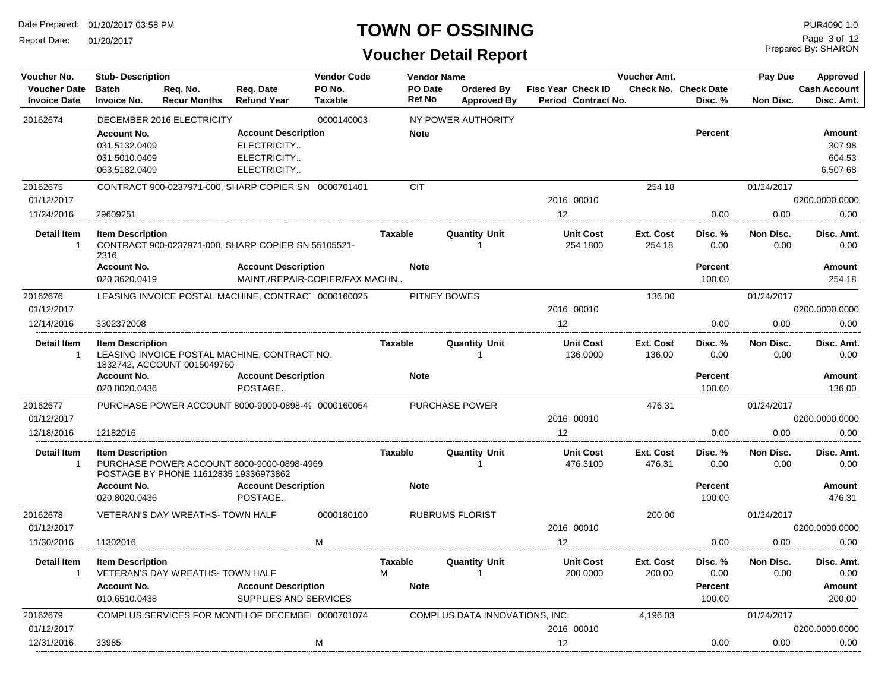# TOWN OF OSSINING

## Voucher Detail Report

Date Prepared: 01/20/2017 03:58 PM
Report Date: 01/20/2017

PUR4090 1.0
Prepared By: SHARON

| Voucher No. / Voucher Date / Invoice Date | Stub- Description / Batch / Invoice No. | Req. No. / Recur Months | Req. Date / Refund Year | Vendor Code / PO No. / Taxable | Vendor Name / PO Date / Ref No | Ordered By / Approved By | Fisc Year / Period | Check ID / Contract No. | Voucher Amt. / Check No. | Check Date / Disc. % | Pay Due / Non Disc. | Approved / Cash Account / Disc. Amt. |
|---|---|---|---|---|---|---|---|---|---|---|---|---|
| 20162674 | DECEMBER 2016 ELECTRICITY | | | 0000140003 | NY POWER AUTHORITY | | | | | | | |

| Account No. | Account Description | Note | Percent | Amount |
|---|---|---|---|---|
| 031.5132.0409 | ELECTRICITY.. | | | 307.98 |
| 031.5010.0409 | ELECTRICITY.. | | | 604.53 |
| 063.5182.0409 | ELECTRICITY.. | | | 6,507.68 |

| Voucher No. | Stub- Description | Vendor Code | Vendor Name | Fisc Year | Check ID | Voucher Amt. | Disc. % | Pay Due | Approved |
|---|---|---|---|---|---|---|---|---|---|
| 20162675 | CONTRACT 900-0237971-000, SHARP COPIER SN | 0000701401 | CIT | | | 254.18 | | 01/24/2017 | |
| 01/12/2017 | | | | 2016 | 00010 | | | | 0200.0000.0000 |
| 11/24/2016 | 29609251 | | | 12 | | | 0.00 | 0.00 | 0.00 |

| Detail Item | Item Description | Taxable | Quantity Unit | Unit Cost | Ext. Cost | Disc. % | Non Disc. | Disc. Amt. |
|---|---|---|---|---|---|---|---|---|
| 1 | CONTRACT 900-0237971-000, SHARP COPIER SN 55105521-2316 | | 1 | 254.1800 | 254.18 | 0.00 | 0.00 | 0.00 |

| Account No. | Account Description | Note | Percent | Amount |
|---|---|---|---|---|
| 020.3620.0419 | MAINT./REPAIR-COPIER/FAX MACHN.. | | 100.00 | 254.18 |

| Voucher No. | Stub- Description | Vendor Code | Vendor Name | Fisc Year | Check ID | Voucher Amt. | Disc. % | Pay Due | Approved |
|---|---|---|---|---|---|---|---|---|---|
| 20162676 | LEASING INVOICE POSTAL MACHINE, CONTRACT | 0000160025 | PITNEY BOWES | | | 136.00 | | 01/24/2017 | |
| 01/12/2017 | | | | 2016 | 00010 | | | | 0200.0000.0000 |
| 12/14/2016 | 3302372008 | | | 12 | | | 0.00 | 0.00 | 0.00 |

| Detail Item | Item Description | Taxable | Quantity Unit | Unit Cost | Ext. Cost | Disc. % | Non Disc. | Disc. Amt. |
|---|---|---|---|---|---|---|---|---|
| 1 | LEASING INVOICE POSTAL MACHINE, CONTRACT NO. 1832742, ACCOUNT 0015049760 | | 1 | 136.0000 | 136.00 | 0.00 | 0.00 | 0.00 |

| Account No. | Account Description | Note | Percent | Amount |
|---|---|---|---|---|
| 020.8020.0436 | POSTAGE.. | | 100.00 | 136.00 |

| Voucher No. | Stub- Description | Vendor Code | Vendor Name | Fisc Year | Check ID | Voucher Amt. | Disc. % | Pay Due | Approved |
|---|---|---|---|---|---|---|---|---|---|
| 20162677 | PURCHASE POWER ACCOUNT 8000-9000-0898-49 | 0000160054 | PURCHASE POWER | | | 476.31 | | 01/24/2017 | |
| 01/12/2017 | | | | 2016 | 00010 | | | | 0200.0000.0000 |
| 12/18/2016 | 12182016 | | | 12 | | | 0.00 | 0.00 | 0.00 |

| Detail Item | Item Description | Taxable | Quantity Unit | Unit Cost | Ext. Cost | Disc. % | Non Disc. | Disc. Amt. |
|---|---|---|---|---|---|---|---|---|
| 1 | PURCHASE POWER ACCOUNT 8000-9000-0898-4969, POSTAGE BY PHONE 11612835 19336973862 | | 1 | 476.3100 | 476.31 | 0.00 | 0.00 | 0.00 |

| Account No. | Account Description | Note | Percent | Amount |
|---|---|---|---|---|
| 020.8020.0436 | POSTAGE.. | | 100.00 | 476.31 |

| Voucher No. | Stub- Description | Vendor Code / Taxable | Vendor Name | Fisc Year | Check ID | Voucher Amt. | Disc. % | Pay Due | Approved |
|---|---|---|---|---|---|---|---|---|---|
| 20162678 | VETERAN'S DAY WREATHS- TOWN HALF | 0000180100 | RUBRUMS FLORIST | | | 200.00 | | 01/24/2017 | |
| 01/12/2017 | | | | 2016 | 00010 | | | | 0200.0000.0000 |
| 11/30/2016 | 11302016 | M | | 12 | | | 0.00 | 0.00 | 0.00 |

| Detail Item | Item Description | Taxable | Quantity Unit | Unit Cost | Ext. Cost | Disc. % | Non Disc. | Disc. Amt. |
|---|---|---|---|---|---|---|---|---|
| 1 | VETERAN'S DAY WREATHS- TOWN HALF | M | 1 | 200.0000 | 200.00 | 0.00 | 0.00 | 0.00 |

| Account No. | Account Description | Note | Percent | Amount |
|---|---|---|---|---|
| 010.6510.0438 | SUPPLIES AND SERVICES | | 100.00 | 200.00 |

| Voucher No. | Stub- Description | Vendor Code / Taxable | Vendor Name | Fisc Year | Check ID | Voucher Amt. | Disc. % | Pay Due | Approved |
|---|---|---|---|---|---|---|---|---|---|
| 20162679 | COMPLUS SERVICES FOR MONTH OF DECEMBE | 0000701074 | COMPLUS DATA INNOVATIONS, INC. | | | 4,196.03 | | 01/24/2017 | |
| 01/12/2017 | | | | 2016 | 00010 | | | | 0200.0000.0000 |
| 12/31/2016 | 33985 | M | | 12 | | | 0.00 | 0.00 | 0.00 |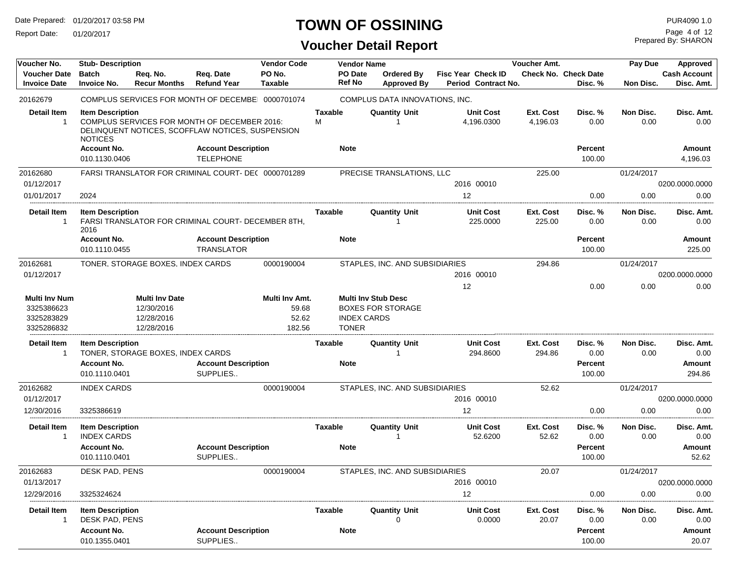# TOWN OF OSSINING

## Voucher Detail Report

Date Prepared: 01/20/2017 03:58 PM
Report Date: 01/20/2017

PUR4090 1.0
Prepared By: SHARON

| Voucher No. | Stub- Description | Req. No. | Req. Date | Vendor Code | Vendor Name | Ordered By | Fisc Year Check ID | Voucher Amt. | | Pay Due | Approved |
|---|---|---|---|---|---|---|---|---|---|---|---|
| Voucher Date | Batch | Req. No. | Req. Date | PO No. | PO Date | Ordered By | Fisc Year Check ID | Check No. | Check Date | | Cash Account |
| Invoice Date | Invoice No. | Recur Months | Refund Year | Taxable | Ref No | Approved By | Period Contract No. | | Disc. % | Non Disc. | Disc. Amt. |

---

**20162679** — COMPLUS SERVICES FOR MONTH OF DECEMBE — 0000701074 — COMPLUS DATA INNOVATIONS, INC.

| Detail Item | Item Description | Taxable | Quantity Unit | Unit Cost | Ext. Cost | Disc. % | Non Disc. | Disc. Amt. |
|---|---|---|---|---|---|---|---|---|
| 1 | COMPLUS SERVICES FOR MONTH OF DECEMBER 2016: DELINQUENT NOTICES, SCOFFLAW NOTICES, SUSPENSION NOTICES | M | 1 | 4,196.0300 | 4,196.03 | 0.00 | 0.00 | 0.00 |

| Account No. | Account Description | Note | Percent | Amount |
|---|---|---|---|---|
| 010.1130.0406 | TELEPHONE | | 100.00 | 4,196.03 |

---

**20162680** — FARSI TRANSLATOR FOR CRIMINAL COURT- DE( — 0000701289 — PRECISE TRANSLATIONS, LLC — Voucher Amt. 225.00 — Pay Due 01/24/2017

| Voucher Date | Fisc Year Check ID | Cash Account |
|---|---|---|
| 01/12/2017 | 2016 00010 | 0200.0000.0000 |

| Invoice Date | Invoice No. | Period | Disc. % | Non Disc. | Disc. Amt. |
|---|---|---|---|---|---|
| 01/01/2017 | 2024 | 12 | 0.00 | 0.00 | 0.00 |

| Detail Item | Item Description | Taxable | Quantity Unit | Unit Cost | Ext. Cost | Disc. % | Non Disc. | Disc. Amt. |
|---|---|---|---|---|---|---|---|---|
| 1 | FARSI TRANSLATOR FOR CRIMINAL COURT- DECEMBER 8TH, 2016 | | 1 | 225.0000 | 225.00 | 0.00 | 0.00 | 0.00 |

| Account No. | Account Description | Note | Percent | Amount |
|---|---|---|---|---|
| 010.1110.0455 | TRANSLATOR | | 100.00 | 225.00 |

---

**20162681** — TONER, STORAGE BOXES, INDEX CARDS — 0000190004 — STAPLES, INC. AND SUBSIDIARIES — Voucher Amt. 294.86 — Pay Due 01/24/2017

| Voucher Date | Fisc Year Check ID | Cash Account |
|---|---|---|
| 01/12/2017 | 2016 00010 | 0200.0000.0000 |

| Invoice Date | Invoice No. | Period | Disc. % | Non Disc. | Disc. Amt. |
|---|---|---|---|---|---|
| | | 12 | 0.00 | 0.00 | 0.00 |

| Multi Inv Num | Multi Inv Date | Multi Inv Amt. | Multi Inv Stub Desc |
|---|---|---|---|
| 3325386623 | 12/30/2016 | 59.68 | BOXES FOR STORAGE |
| 3325283829 | 12/28/2016 | 52.62 | INDEX CARDS |
| 3325286832 | 12/28/2016 | 182.56 | TONER |

| Detail Item | Item Description | Taxable | Quantity Unit | Unit Cost | Ext. Cost | Disc. % | Non Disc. | Disc. Amt. |
|---|---|---|---|---|---|---|---|---|
| 1 | TONER, STORAGE BOXES, INDEX CARDS | | 1 | 294.8600 | 294.86 | 0.00 | 0.00 | 0.00 |

| Account No. | Account Description | Note | Percent | Amount |
|---|---|---|---|---|
| 010.1110.0401 | SUPPLIES.. | | 100.00 | 294.86 |

---

**20162682** — INDEX CARDS — 0000190004 — STAPLES, INC. AND SUBSIDIARIES — Voucher Amt. 52.62 — Pay Due 01/24/2017

| Voucher Date | Fisc Year Check ID | Cash Account |
|---|---|---|
| 01/12/2017 | 2016 00010 | 0200.0000.0000 |

| Invoice Date | Invoice No. | Period | Disc. % | Non Disc. | Disc. Amt. |
|---|---|---|---|---|---|
| 12/30/2016 | 3325386619 | 12 | 0.00 | 0.00 | 0.00 |

| Detail Item | Item Description | Taxable | Quantity Unit | Unit Cost | Ext. Cost | Disc. % | Non Disc. | Disc. Amt. |
|---|---|---|---|---|---|---|---|---|
| 1 | INDEX CARDS | | 1 | 52.6200 | 52.62 | 0.00 | 0.00 | 0.00 |

| Account No. | Account Description | Note | Percent | Amount |
|---|---|---|---|---|
| 010.1110.0401 | SUPPLIES.. | | 100.00 | 52.62 |

---

**20162683** — DESK PAD, PENS — 0000190004 — STAPLES, INC. AND SUBSIDIARIES — Voucher Amt. 20.07 — Pay Due 01/24/2017

| Voucher Date | Fisc Year Check ID | Cash Account |
|---|---|---|
| 01/13/2017 | 2016 00010 | 0200.0000.0000 |

| Invoice Date | Invoice No. | Period | Disc. % | Non Disc. | Disc. Amt. |
|---|---|---|---|---|---|
| 12/29/2016 | 3325324624 | 12 | 0.00 | 0.00 | 0.00 |

| Detail Item | Item Description | Taxable | Quantity Unit | Unit Cost | Ext. Cost | Disc. % | Non Disc. | Disc. Amt. |
|---|---|---|---|---|---|---|---|---|
| 1 | DESK PAD, PENS | | 0 | 0.0000 | 20.07 | 0.00 | 0.00 | 0.00 |

| Account No. | Account Description | Note | Percent | Amount |
|---|---|---|---|---|
| 010.1355.0401 | SUPPLIES.. | | 100.00 | 20.07 |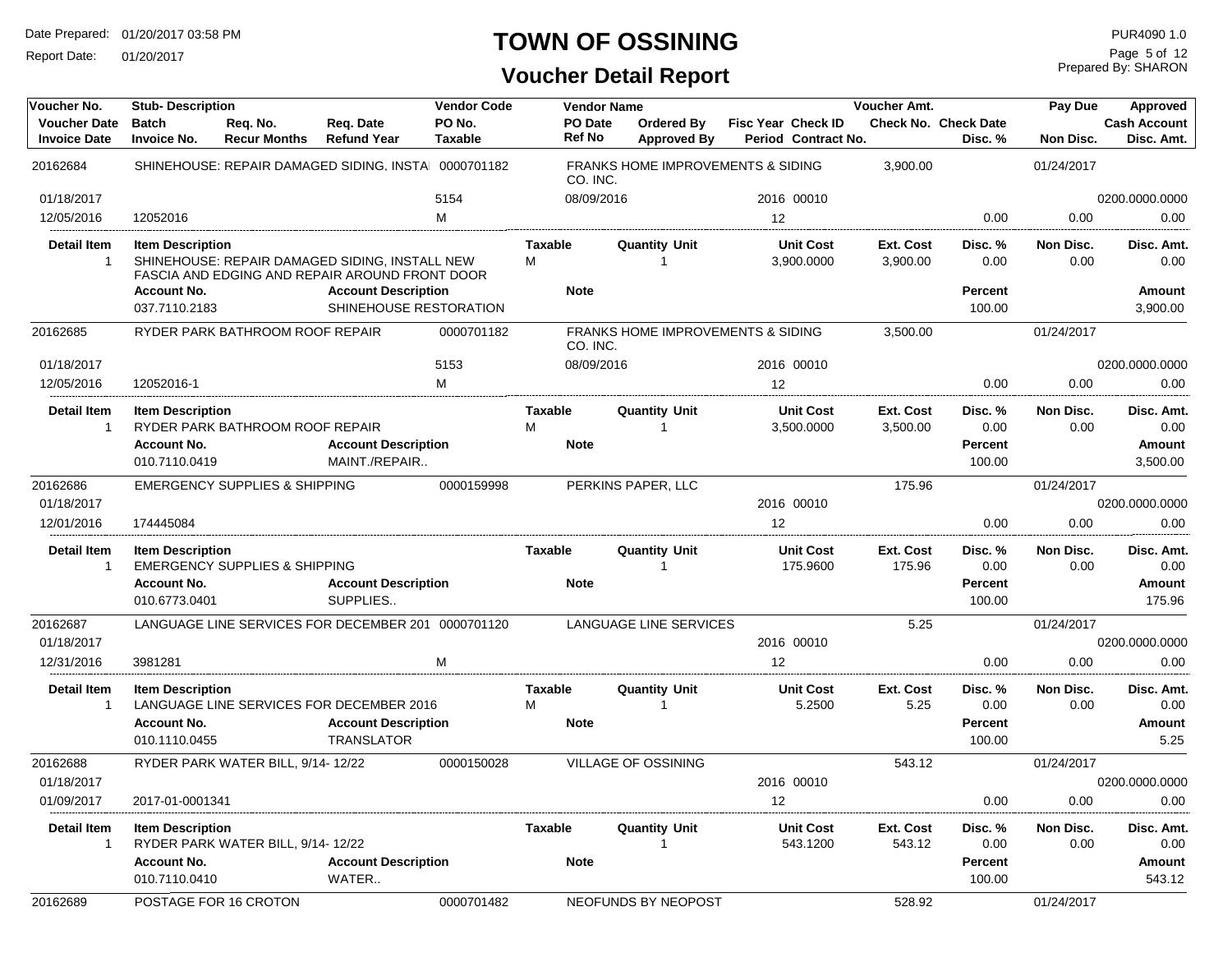# TOWN OF OSSINING

## Voucher Detail Report

Date Prepared: 01/20/2017 03:58 PM
Report Date: 01/20/2017

PUR4090 1.0
Prepared By: SHARON

| Voucher No. | Stub- Description | Req. No. | Req. Date | Vendor Code | Vendor Name | Ordered By | Fisc Year Check ID | Voucher Amt. | Check Date | Pay Due | Approved |
|---|---|---|---|---|---|---|---|---|---|---|---|
| Voucher Date | Batch | Recur Months | Refund Year | PO No. | PO Date | Approved By | Period Contract No. | Check No. | Disc. % | Non Disc. | Cash Account |
| Invoice Date | Invoice No. | | | Taxable | Ref No | | | | | | Disc. Amt. |
| 20162684 | SHINEHOUSE: REPAIR DAMAGED SIDING, INSTA | | | 0000701182 | FRANKS HOME IMPROVEMENTS & SIDING CO. INC. | | | 3,900.00 | | 01/24/2017 | |
| 01/18/2017 | | | | 5154 | 08/09/2016 | | 2016 00010 | | | | 0200.0000.0000 |
| 12/05/2016 | 12052016 | | | M | | | 12 | | 0.00 | 0.00 | 0.00 |

| Detail Item | Item Description | Taxable | Quantity Unit | Unit Cost | Ext. Cost | Disc. % | Non Disc. | Disc. Amt. |
|---|---|---|---|---|---|---|---|---|
| 1 | SHINEHOUSE: REPAIR DAMAGED SIDING, INSTALL NEW FASCIA AND EDGING AND REPAIR AROUND FRONT DOOR | M | 1 | 3,900.0000 | 3,900.00 | 0.00 | 0.00 | 0.00 |

| Account No. | Account Description | Note | Percent | Amount |
|---|---|---|---|---|
| 037.7110.2183 | SHINEHOUSE RESTORATION | | 100.00 | 3,900.00 |

| Voucher No. | Stub- Description | Vendor Code | Vendor Name | Fisc Year Check ID | Voucher Amt. | Disc. % | Pay Due | Approved |
|---|---|---|---|---|---|---|---|---|
| 20162685 | RYDER PARK BATHROOM ROOF REPAIR | 0000701182 | FRANKS HOME IMPROVEMENTS & SIDING CO. INC. | | 3,500.00 | | 01/24/2017 | |
| 01/18/2017 | | 5153 | 08/09/2016 | 2016 00010 | | | | 0200.0000.0000 |
| 12/05/2016 | 12052016-1 | M | | 12 | | 0.00 | 0.00 | 0.00 |

| Detail Item | Item Description | Taxable | Quantity Unit | Unit Cost | Ext. Cost | Disc. % | Non Disc. | Disc. Amt. |
|---|---|---|---|---|---|---|---|---|
| 1 | RYDER PARK BATHROOM ROOF REPAIR | M | 1 | 3,500.0000 | 3,500.00 | 0.00 | 0.00 | 0.00 |

| Account No. | Account Description | Note | Percent | Amount |
|---|---|---|---|---|
| 010.7110.0419 | MAINT./REPAIR.. | | 100.00 | 3,500.00 |

| Voucher No. | Stub- Description | Vendor Code | Vendor Name | Fisc Year Check ID | Voucher Amt. | Disc. % | Pay Due | Approved |
|---|---|---|---|---|---|---|---|---|
| 20162686 | EMERGENCY SUPPLIES & SHIPPING | 0000159998 | PERKINS PAPER, LLC | | 175.96 | | 01/24/2017 | |
| 01/18/2017 | | | | 2016 00010 | | | | 0200.0000.0000 |
| 12/01/2016 | 174445084 | | | 12 | | 0.00 | 0.00 | 0.00 |

| Detail Item | Item Description | Taxable | Quantity Unit | Unit Cost | Ext. Cost | Disc. % | Non Disc. | Disc. Amt. |
|---|---|---|---|---|---|---|---|---|
| 1 | EMERGENCY SUPPLIES & SHIPPING | | 1 | 175.9600 | 175.96 | 0.00 | 0.00 | 0.00 |

| Account No. | Account Description | Note | Percent | Amount |
|---|---|---|---|---|
| 010.6773.0401 | SUPPLIES.. | | 100.00 | 175.96 |

| Voucher No. | Stub- Description | Vendor Code | Vendor Name | Fisc Year Check ID | Voucher Amt. | Disc. % | Pay Due | Approved |
|---|---|---|---|---|---|---|---|---|
| 20162687 | LANGUAGE LINE SERVICES FOR DECEMBER 201 | 0000701120 | LANGUAGE LINE SERVICES | | 5.25 | | 01/24/2017 | |
| 01/18/2017 | | | | 2016 00010 | | | | 0200.0000.0000 |
| 12/31/2016 | 3981281 | M | | 12 | | 0.00 | 0.00 | 0.00 |

| Detail Item | Item Description | Taxable | Quantity Unit | Unit Cost | Ext. Cost | Disc. % | Non Disc. | Disc. Amt. |
|---|---|---|---|---|---|---|---|---|
| 1 | LANGUAGE LINE SERVICES FOR DECEMBER 2016 | M | 1 | 5.2500 | 5.25 | 0.00 | 0.00 | 0.00 |

| Account No. | Account Description | Note | Percent | Amount |
|---|---|---|---|---|
| 010.1110.0455 | TRANSLATOR | | 100.00 | 5.25 |

| Voucher No. | Stub- Description | Vendor Code | Vendor Name | Fisc Year Check ID | Voucher Amt. | Disc. % | Pay Due | Approved |
|---|---|---|---|---|---|---|---|---|
| 20162688 | RYDER PARK WATER BILL, 9/14- 12/22 | 0000150028 | VILLAGE OF OSSINING | | 543.12 | | 01/24/2017 | |
| 01/18/2017 | | | | 2016 00010 | | | | 0200.0000.0000 |
| 01/09/2017 | 2017-01-0001341 | | | 12 | | 0.00 | 0.00 | 0.00 |

| Detail Item | Item Description | Taxable | Quantity Unit | Unit Cost | Ext. Cost | Disc. % | Non Disc. | Disc. Amt. |
|---|---|---|---|---|---|---|---|---|
| 1 | RYDER PARK WATER BILL, 9/14- 12/22 | | 1 | 543.1200 | 543.12 | 0.00 | 0.00 | 0.00 |

| Account No. | Account Description | Note | Percent | Amount |
|---|---|---|---|---|
| 010.7110.0410 | WATER.. | | 100.00 | 543.12 |

| Voucher No. | Stub- Description | Vendor Code | Vendor Name | Voucher Amt. | Pay Due |
|---|---|---|---|---|---|
| 20162689 | POSTAGE FOR 16 CROTON | 0000701482 | NEOFUNDS BY NEOPOST | 528.92 | 01/24/2017 |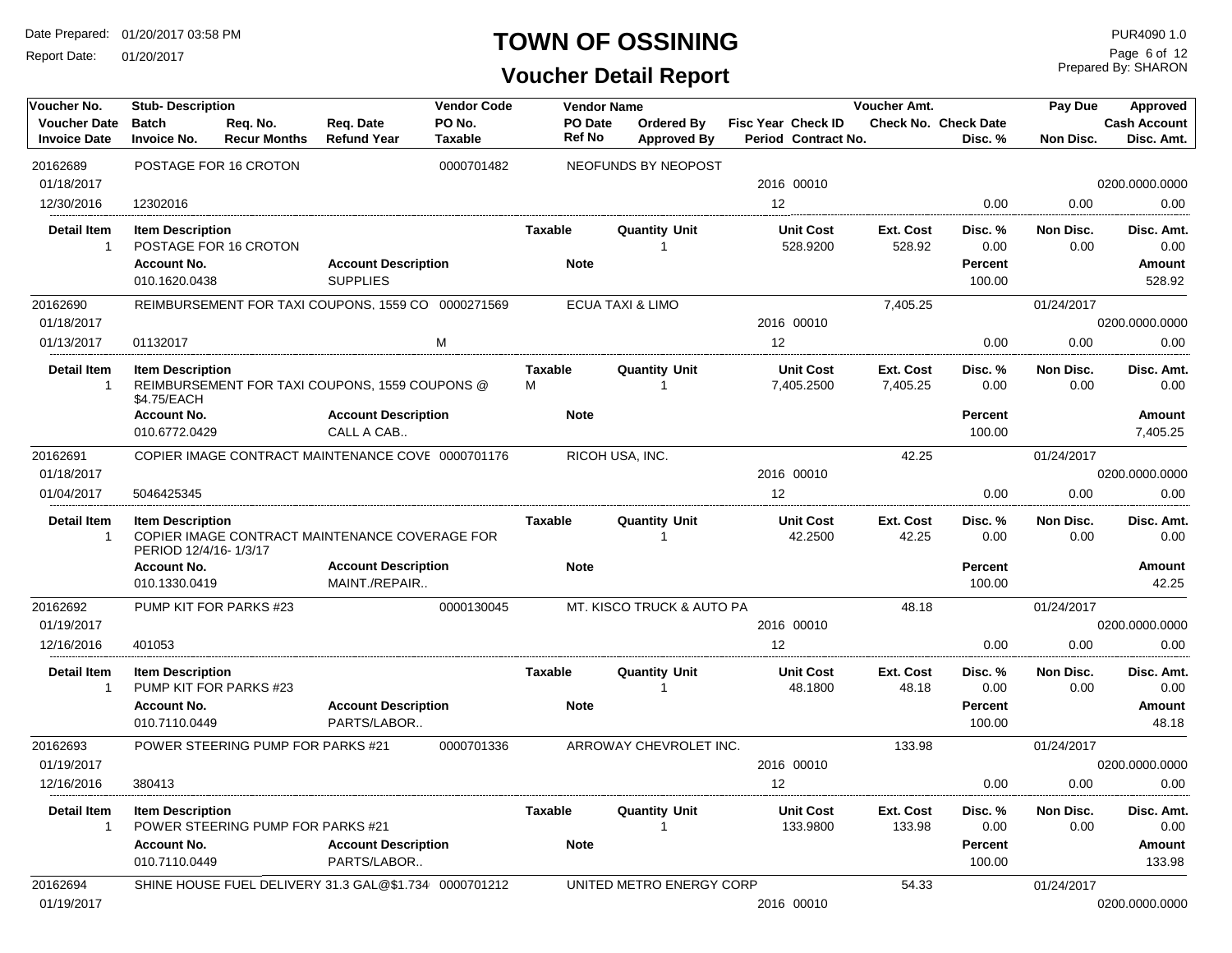# TOWN OF OSSINING

## Voucher Detail Report

Date Prepared: 01/20/2017 03:58 PM
Report Date: 01/20/2017

PUR4090 1.0
Prepared By: SHARON

| Voucher No. | Stub- Description | | | Vendor Code | Vendor Name | | | | Voucher Amt. | | Pay Due | Approved |
|---|---|---|---|---|---|---|---|---|---|---|---|---|
| Voucher Date | Batch | Req. No. | Req. Date | PO No. | PO Date | Ordered By | Fisc Year Check ID | | Check No. | Check Date | | Cash Account |
| Invoice Date | Invoice No. | Recur Months | Refund Year | Taxable | Ref No | Approved By | Period Contract No. | | | Disc. % | Non Disc. | Disc. Amt. |
| 20162689 | POSTAGE FOR 16 CROTON | | | 0000701482 | NEOFUNDS BY NEOPOST | | | | | | | |
| 01/18/2017 | | | | | | | 2016 00010 | | | | | 0200.0000.0000 |
| 12/30/2016 | 12302016 | | | | | | 12 | | | 0.00 | 0.00 | 0.00 |

| Detail Item | Item Description | Account Description | Taxable | Quantity Unit | Unit Cost | Ext. Cost | Disc. % | Non Disc. | Disc. Amt. |
|---|---|---|---|---|---|---|---|---|---|
| 1 | POSTAGE FOR 16 CROTON | | | 1 | 528.9200 | 528.92 | 0.00 | 0.00 | 0.00 |
| | **Account No.** | **Account Description** | **Note** | | | | **Percent** | | **Amount** |
| | 010.1620.0438 | SUPPLIES | | | | | 100.00 | | 528.92 |

| Voucher No. | Stub- Description | Vendor Code | Vendor Name | Fisc Year Check ID / Period | Voucher Amt. | Disc. % | Pay Due / Non Disc. | Approved / Cash Account / Disc. Amt. |
|---|---|---|---|---|---|---|---|---|
| 20162690 | REIMBURSEMENT FOR TAXI COUPONS, 1559 CO | 0000271569 | ECUA TAXI & LIMO | | 7,405.25 | | 01/24/2017 | |
| 01/18/2017 | | | | 2016 00010 | | | | 0200.0000.0000 |
| 01/13/2017 | 01132017 | M | | 12 | | 0.00 | 0.00 | 0.00 |

| Detail Item | Item Description | Account Description | Taxable | Quantity Unit | Unit Cost | Ext. Cost | Disc. % | Non Disc. | Disc. Amt. |
|---|---|---|---|---|---|---|---|---|---|
| 1 | REIMBURSEMENT FOR TAXI COUPONS, 1559 COUPONS @ $4.75/EACH | | M | 1 | 7,405.2500 | 7,405.25 | 0.00 | 0.00 | 0.00 |
| | **Account No.** | **Account Description** | **Note** | | | | **Percent** | | **Amount** |
| | 010.6772.0429 | CALL A CAB.. | | | | | 100.00 | | 7,405.25 |

| Voucher No. | Stub- Description | Vendor Code | Vendor Name | Fisc Year Check ID / Period | Voucher Amt. | Disc. % | Pay Due / Non Disc. | Approved / Cash Account / Disc. Amt. |
|---|---|---|---|---|---|---|---|---|
| 20162691 | COPIER IMAGE CONTRACT MAINTENANCE COVE | 0000701176 | RICOH USA, INC. | | 42.25 | | 01/24/2017 | |
| 01/18/2017 | | | | 2016 00010 | | | | 0200.0000.0000 |
| 01/04/2017 | 5046425345 | | | 12 | | 0.00 | 0.00 | 0.00 |

| Detail Item | Item Description | Account Description | Taxable | Quantity Unit | Unit Cost | Ext. Cost | Disc. % | Non Disc. | Disc. Amt. |
|---|---|---|---|---|---|---|---|---|---|
| 1 | COPIER IMAGE CONTRACT MAINTENANCE COVERAGE FOR PERIOD 12/4/16- 1/3/17 | | | 1 | 42.2500 | 42.25 | 0.00 | 0.00 | 0.00 |
| | **Account No.** | **Account Description** | **Note** | | | | **Percent** | | **Amount** |
| | 010.1330.0419 | MAINT./REPAIR.. | | | | | 100.00 | | 42.25 |

| Voucher No. | Stub- Description | Vendor Code | Vendor Name | Fisc Year Check ID / Period | Voucher Amt. | Disc. % | Pay Due / Non Disc. | Approved / Cash Account / Disc. Amt. |
|---|---|---|---|---|---|---|---|---|
| 20162692 | PUMP KIT FOR PARKS #23 | 0000130045 | MT. KISCO TRUCK & AUTO PA | | 48.18 | | 01/24/2017 | |
| 01/19/2017 | | | | 2016 00010 | | | | 0200.0000.0000 |
| 12/16/2016 | 401053 | | | 12 | | 0.00 | 0.00 | 0.00 |

| Detail Item | Item Description | Account Description | Taxable | Quantity Unit | Unit Cost | Ext. Cost | Disc. % | Non Disc. | Disc. Amt. |
|---|---|---|---|---|---|---|---|---|---|
| 1 | PUMP KIT FOR PARKS #23 | | | 1 | 48.1800 | 48.18 | 0.00 | 0.00 | 0.00 |
| | **Account No.** | **Account Description** | **Note** | | | | **Percent** | | **Amount** |
| | 010.7110.0449 | PARTS/LABOR.. | | | | | 100.00 | | 48.18 |

| Voucher No. | Stub- Description | Vendor Code | Vendor Name | Fisc Year Check ID / Period | Voucher Amt. | Disc. % | Pay Due / Non Disc. | Approved / Cash Account / Disc. Amt. |
|---|---|---|---|---|---|---|---|---|
| 20162693 | POWER STEERING PUMP FOR PARKS #21 | 0000701336 | ARROWAY CHEVROLET INC. | | 133.98 | | 01/24/2017 | |
| 01/19/2017 | | | | 2016 00010 | | | | 0200.0000.0000 |
| 12/16/2016 | 380413 | | | 12 | | 0.00 | 0.00 | 0.00 |

| Detail Item | Item Description | Account Description | Taxable | Quantity Unit | Unit Cost | Ext. Cost | Disc. % | Non Disc. | Disc. Amt. |
|---|---|---|---|---|---|---|---|---|---|
| 1 | POWER STEERING PUMP FOR PARKS #21 | | | 1 | 133.9800 | 133.98 | 0.00 | 0.00 | 0.00 |
| | **Account No.** | **Account Description** | **Note** | | | | **Percent** | | **Amount** |
| | 010.7110.0449 | PARTS/LABOR.. | | | | | 100.00 | | 133.98 |

| Voucher No. | Stub- Description | Vendor Code | Vendor Name | Fisc Year Check ID / Period | Voucher Amt. | Disc. % | Pay Due / Non Disc. | Approved / Cash Account / Disc. Amt. |
|---|---|---|---|---|---|---|---|---|
| 20162694 | SHINE HOUSE FUEL DELIVERY 31.3 GAL@$1.734 | 0000701212 | UNITED METRO ENERGY CORP | | 54.33 | | 01/24/2017 | |
| 01/19/2017 | | | | 2016 00010 | | | | 0200.0000.0000 |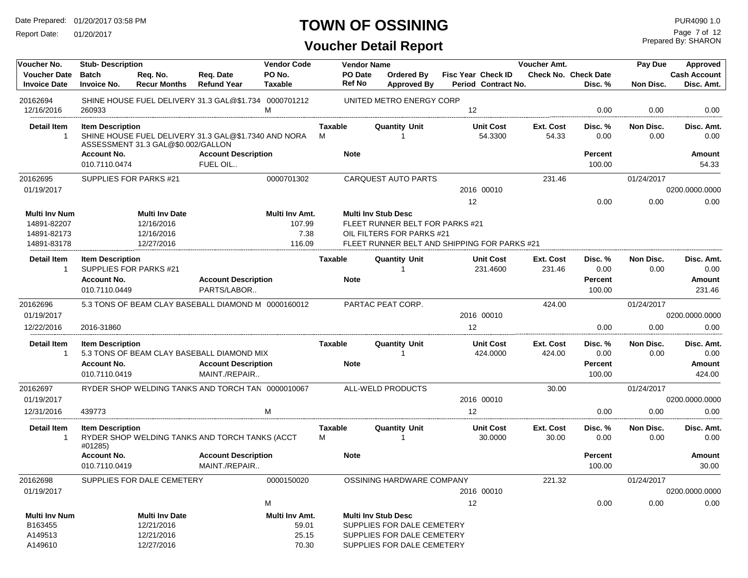# TOWN OF OSSINING

## Voucher Detail Report

Date Prepared: 01/20/2017 03:58 PM
Report Date: 01/20/2017

PUR4090 1.0
Prepared By: SHARON

| Voucher No. / Voucher Date / Invoice Date | Stub- Description / Batch / Invoice No. | Req. No. / Recur Months | Req. Date / Refund Year | Vendor Code / PO No. / Taxable | Vendor Name / PO Date / Ref No | Ordered By / Approved By | Fisc Year / Period | Check ID / Contract No. | Voucher Amt. / Check No. | Check Date / Disc. % | Pay Due / Non Disc. | Approved / Cash Account / Disc. Amt. |
|---|---|---|---|---|---|---|---|---|---|---|---|---|
| 20162694 | SHINE HOUSE FUEL DELIVERY 31.3 GAL@$1.734 | | | 0000701212 | UNITED METRO ENERGY CORP | | | | | | | |
| 12/16/2016 | 260933 | | | M | | | 12 | | | 0.00 | 0.00 | 0.00 |

| Detail Item | Item Description | Taxable | Quantity Unit | Unit Cost | Ext. Cost | Disc. % | Non Disc. | Disc. Amt. |
|---|---|---|---|---|---|---|---|---|
| 1 | SHINE HOUSE FUEL DELIVERY 31.3 GAL@$1.7340 AND NORA ASSESSMENT 31.3 GAL@$0.002/GALLON | M | 1 | 54.3300 | 54.33 | 0.00 | 0.00 | 0.00 |

| Account No. | Account Description | Note | Percent | Amount |
|---|---|---|---|---|
| 010.7110.0474 | FUEL OIL.. | | 100.00 | 54.33 |

| Voucher No. / Voucher Date / Invoice Date | Stub- Description / Batch / Invoice No. | Req. No. / Recur Months | Req. Date / Refund Year | Vendor Code / PO No. / Taxable | Vendor Name / PO Date / Ref No | Ordered By / Approved By | Fisc Year / Period | Check ID / Contract No. | Voucher Amt. / Check No. | Check Date / Disc. % | Pay Due / Non Disc. | Approved / Cash Account / Disc. Amt. |
|---|---|---|---|---|---|---|---|---|---|---|---|---|
| 20162695 | SUPPLIES FOR PARKS #21 | | | 0000701302 | CARQUEST AUTO PARTS | | | | 231.46 | | 01/24/2017 | |
| 01/19/2017 | | | | | | | 2016 | 00010 | | | | 0200.0000.0000 |
| | | | | | | | 12 | | | 0.00 | 0.00 | 0.00 |

| Multi Inv Num | Multi Inv Date | Multi Inv Amt. | Multi Inv Stub Desc |
|---|---|---|---|
| 14891-82207 | 12/16/2016 | 107.99 | FLEET RUNNER BELT FOR PARKS #21 |
| 14891-82173 | 12/16/2016 | 7.38 | OIL FILTERS FOR PARKS #21 |
| 14891-83178 | 12/27/2016 | 116.09 | FLEET RUNNER BELT AND SHIPPING FOR PARKS #21 |

| Detail Item | Item Description | Taxable | Quantity Unit | Unit Cost | Ext. Cost | Disc. % | Non Disc. | Disc. Amt. |
|---|---|---|---|---|---|---|---|---|
| 1 | SUPPLIES FOR PARKS #21 | | 1 | 231.4600 | 231.46 | 0.00 | 0.00 | 0.00 |

| Account No. | Account Description | Note | Percent | Amount |
|---|---|---|---|---|
| 010.7110.0449 | PARTS/LABOR.. | | 100.00 | 231.46 |

| Voucher No. / Voucher Date / Invoice Date | Stub- Description / Batch / Invoice No. | Req. No. / Recur Months | Req. Date / Refund Year | Vendor Code / PO No. / Taxable | Vendor Name / PO Date / Ref No | Ordered By / Approved By | Fisc Year / Period | Check ID / Contract No. | Voucher Amt. / Check No. | Check Date / Disc. % | Pay Due / Non Disc. | Approved / Cash Account / Disc. Amt. |
|---|---|---|---|---|---|---|---|---|---|---|---|---|
| 20162696 | 5.3 TONS OF BEAM CLAY BASEBALL DIAMOND M | | | 0000160012 | PARTAC PEAT CORP. | | | | 424.00 | | 01/24/2017 | |
| 01/19/2017 | | | | | | | 2016 | 00010 | | | | 0200.0000.0000 |
| 12/22/2016 | 2016-31860 | | | | | | 12 | | | 0.00 | 0.00 | 0.00 |

| Detail Item | Item Description | Taxable | Quantity Unit | Unit Cost | Ext. Cost | Disc. % | Non Disc. | Disc. Amt. |
|---|---|---|---|---|---|---|---|---|
| 1 | 5.3 TONS OF BEAM CLAY BASEBALL DIAMOND MIX | | 1 | 424.0000 | 424.00 | 0.00 | 0.00 | 0.00 |

| Account No. | Account Description | Note | Percent | Amount |
|---|---|---|---|---|
| 010.7110.0419 | MAINT./REPAIR.. | | 100.00 | 424.00 |

| Voucher No. / Voucher Date / Invoice Date | Stub- Description / Batch / Invoice No. | Req. No. / Recur Months | Req. Date / Refund Year | Vendor Code / PO No. / Taxable | Vendor Name / PO Date / Ref No | Ordered By / Approved By | Fisc Year / Period | Check ID / Contract No. | Voucher Amt. / Check No. | Check Date / Disc. % | Pay Due / Non Disc. | Approved / Cash Account / Disc. Amt. |
|---|---|---|---|---|---|---|---|---|---|---|---|---|
| 20162697 | RYDER SHOP WELDING TANKS AND TORCH TAN | | | 0000010067 | ALL-WELD PRODUCTS | | | | 30.00 | | 01/24/2017 | |
| 01/19/2017 | | | | | | | 2016 | 00010 | | | | 0200.0000.0000 |
| 12/31/2016 | 439773 | | | M | | | 12 | | | 0.00 | 0.00 | 0.00 |

| Detail Item | Item Description | Taxable | Quantity Unit | Unit Cost | Ext. Cost | Disc. % | Non Disc. | Disc. Amt. |
|---|---|---|---|---|---|---|---|---|
| 1 | RYDER SHOP WELDING TANKS AND TORCH TANKS (ACCT #01285) | M | 1 | 30.0000 | 30.00 | 0.00 | 0.00 | 0.00 |

| Account No. | Account Description | Note | Percent | Amount |
|---|---|---|---|---|
| 010.7110.0419 | MAINT./REPAIR.. | | 100.00 | 30.00 |

| Voucher No. / Voucher Date / Invoice Date | Stub- Description / Batch / Invoice No. | Req. No. / Recur Months | Req. Date / Refund Year | Vendor Code / PO No. / Taxable | Vendor Name / PO Date / Ref No | Ordered By / Approved By | Fisc Year / Period | Check ID / Contract No. | Voucher Amt. / Check No. | Check Date / Disc. % | Pay Due / Non Disc. | Approved / Cash Account / Disc. Amt. |
|---|---|---|---|---|---|---|---|---|---|---|---|---|
| 20162698 | SUPPLIES FOR DALE CEMETERY | | | 0000150020 | OSSINING HARDWARE COMPANY | | | | 221.32 | | 01/24/2017 | |
| 01/19/2017 | | | | | | | 2016 | 00010 | | | | 0200.0000.0000 |
| | | | | M | | | 12 | | | 0.00 | 0.00 | 0.00 |

| Multi Inv Num | Multi Inv Date | Multi Inv Amt. | Multi Inv Stub Desc |
|---|---|---|---|
| B163455 | 12/21/2016 | 59.01 | SUPPLIES FOR DALE CEMETERY |
| A149513 | 12/21/2016 | 25.15 | SUPPLIES FOR DALE CEMETERY |
| A149610 | 12/27/2016 | 70.30 | SUPPLIES FOR DALE CEMETERY |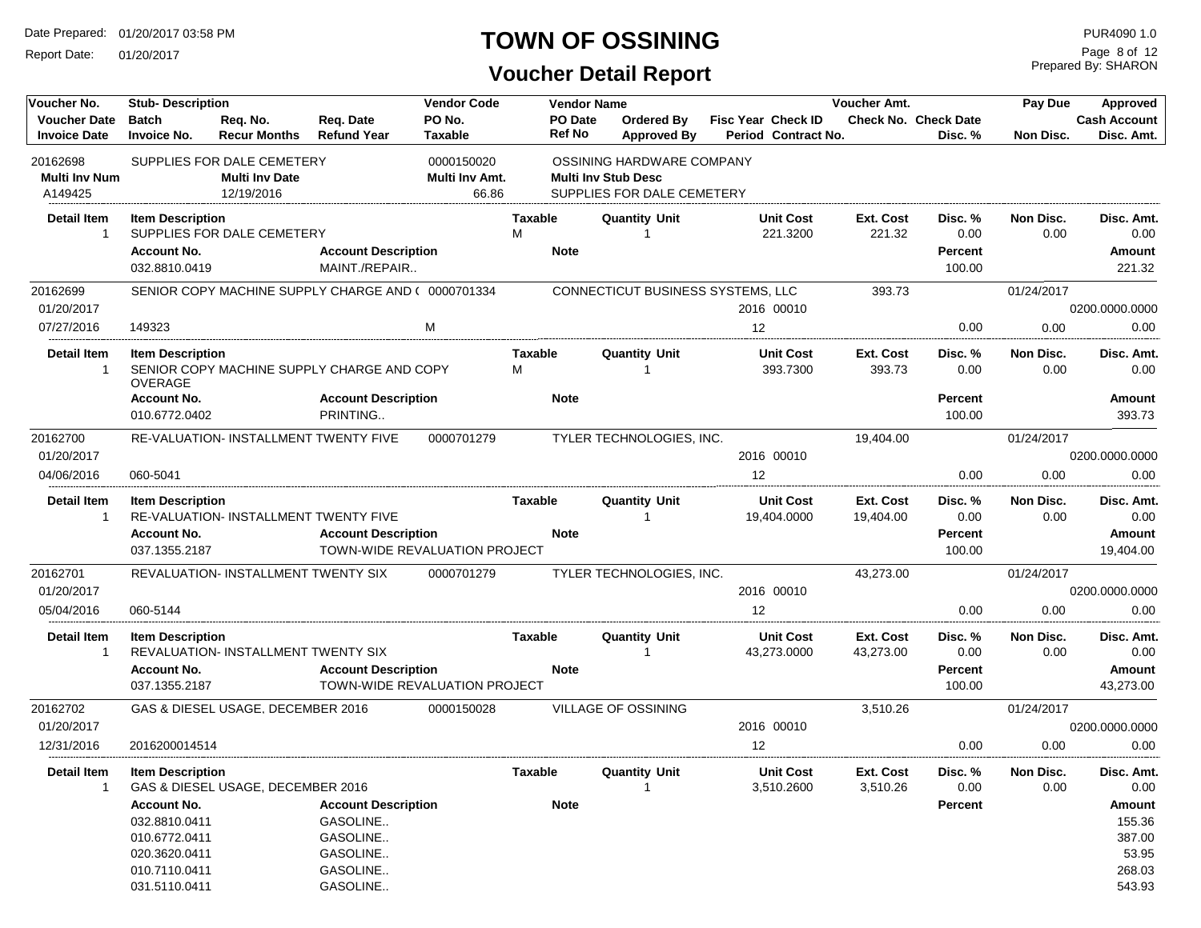# TOWN OF OSSINING

## Voucher Detail Report

Date Prepared: 01/20/2017 03:58 PM
Report Date: 01/20/2017

PUR4090 1.0
Prepared By: SHARON

| Voucher No. | Stub- Description | | | Vendor Code | Vendor Name | | | | Voucher Amt. | | Pay Due | Approved |
|---|---|---|---|---|---|---|---|---|---|---|---|---|
| Voucher Date | Batch | Req. No. | Req. Date | PO No. | PO Date | Ordered By | Fisc Year | Check ID | Check No. | Check Date | | Cash Account |
| Invoice Date | Invoice No. | Recur Months | Refund Year | Taxable | Ref No | Approved By | Period | Contract No. | | Disc. % | Non Disc. | Disc. Amt. |
| 20162698 | SUPPLIES FOR DALE CEMETERY | | | 0000150020 | OSSINING HARDWARE COMPANY | | | | | | | |
| Multi Inv Num | | Multi Inv Date | | Multi Inv Amt. | Multi Inv Stub Desc | | | | | | | |
| A149425 | | 12/19/2016 | | 66.86 | SUPPLIES FOR DALE CEMETERY | | | | | | | |

| Detail Item | Item Description | Taxable | Quantity Unit | Unit Cost | Ext. Cost | Disc. % | Non Disc. | Disc. Amt. |
|---|---|---|---|---|---|---|---|---|
| 1 | SUPPLIES FOR DALE CEMETERY | M | 1 | 221.3200 | 221.32 | 0.00 | 0.00 | 0.00 |

| Account No. | Account Description | Note | Percent | Amount |
|---|---|---|---|---|
| 032.8810.0419 | MAINT./REPAIR.. | | 100.00 | 221.32 |

| Voucher No. | Stub- Description | | | Vendor Code | Vendor Name | | | | Voucher Amt. | | Pay Due | Approved |
|---|---|---|---|---|---|---|---|---|---|---|---|---|
| 20162699 | SENIOR COPY MACHINE SUPPLY CHARGE AND ( | | | 0000701334 | CONNECTICUT BUSINESS SYSTEMS, LLC | | | | 393.73 | | 01/24/2017 | |
| 01/20/2017 | | | | | | | 2016 | 00010 | | | | 0200.0000.0000 |
| 07/27/2016 | 149323 | | | M | | | 12 | | | 0.00 | 0.00 | 0.00 |

| Detail Item | Item Description | Taxable | Quantity Unit | Unit Cost | Ext. Cost | Disc. % | Non Disc. | Disc. Amt. |
|---|---|---|---|---|---|---|---|---|
| 1 | SENIOR COPY MACHINE SUPPLY CHARGE AND COPY OVERAGE | M | 1 | 393.7300 | 393.73 | 0.00 | 0.00 | 0.00 |

| Account No. | Account Description | Note | Percent | Amount |
|---|---|---|---|---|
| 010.6772.0402 | PRINTING.. | | 100.00 | 393.73 |

| Voucher No. | Stub- Description | | | Vendor Code | Vendor Name | | | | Voucher Amt. | | Pay Due | Approved |
|---|---|---|---|---|---|---|---|---|---|---|---|---|
| 20162700 | RE-VALUATION- INSTALLMENT TWENTY FIVE | | | 0000701279 | TYLER TECHNOLOGIES, INC. | | | | 19,404.00 | | 01/24/2017 | |
| 01/20/2017 | | | | | | | 2016 | 00010 | | | | 0200.0000.0000 |
| 04/06/2016 | 060-5041 | | | | | | 12 | | | 0.00 | 0.00 | 0.00 |

| Detail Item | Item Description | Taxable | Quantity Unit | Unit Cost | Ext. Cost | Disc. % | Non Disc. | Disc. Amt. |
|---|---|---|---|---|---|---|---|---|
| 1 | RE-VALUATION- INSTALLMENT TWENTY FIVE | | 1 | 19,404.0000 | 19,404.00 | 0.00 | 0.00 | 0.00 |

| Account No. | Account Description | Note | Percent | Amount |
|---|---|---|---|---|
| 037.1355.2187 | TOWN-WIDE REVALUATION PROJECT | | 100.00 | 19,404.00 |

| Voucher No. | Stub- Description | | | Vendor Code | Vendor Name | | | | Voucher Amt. | | Pay Due | Approved |
|---|---|---|---|---|---|---|---|---|---|---|---|---|
| 20162701 | REVALUATION- INSTALLMENT TWENTY SIX | | | 0000701279 | TYLER TECHNOLOGIES, INC. | | | | 43,273.00 | | 01/24/2017 | |
| 01/20/2017 | | | | | | | 2016 | 00010 | | | | 0200.0000.0000 |
| 05/04/2016 | 060-5144 | | | | | | 12 | | | 0.00 | 0.00 | 0.00 |

| Detail Item | Item Description | Taxable | Quantity Unit | Unit Cost | Ext. Cost | Disc. % | Non Disc. | Disc. Amt. |
|---|---|---|---|---|---|---|---|---|
| 1 | REVALUATION- INSTALLMENT TWENTY SIX | | 1 | 43,273.0000 | 43,273.00 | 0.00 | 0.00 | 0.00 |

| Account No. | Account Description | Note | Percent | Amount |
|---|---|---|---|---|
| 037.1355.2187 | TOWN-WIDE REVALUATION PROJECT | | 100.00 | 43,273.00 |

| Voucher No. | Stub- Description | | | Vendor Code | Vendor Name | | | | Voucher Amt. | | Pay Due | Approved |
|---|---|---|---|---|---|---|---|---|---|---|---|---|
| 20162702 | GAS & DIESEL USAGE, DECEMBER 2016 | | | 0000150028 | VILLAGE OF OSSINING | | | | 3,510.26 | | 01/24/2017 | |
| 01/20/2017 | | | | | | | 2016 | 00010 | | | | 0200.0000.0000 |
| 12/31/2016 | 2016200014514 | | | | | | 12 | | | 0.00 | 0.00 | 0.00 |

| Detail Item | Item Description | Taxable | Quantity Unit | Unit Cost | Ext. Cost | Disc. % | Non Disc. | Disc. Amt. |
|---|---|---|---|---|---|---|---|---|
| 1 | GAS & DIESEL USAGE, DECEMBER 2016 | | 1 | 3,510.2600 | 3,510.26 | 0.00 | 0.00 | 0.00 |

| Account No. | Account Description | Note | Percent | Amount |
|---|---|---|---|---|
| 032.8810.0411 | GASOLINE.. | | | 155.36 |
| 010.6772.0411 | GASOLINE.. | | | 387.00 |
| 020.3620.0411 | GASOLINE.. | | | 53.95 |
| 010.7110.0411 | GASOLINE.. | | | 268.03 |
| 031.5110.0411 | GASOLINE.. | | | 543.93 |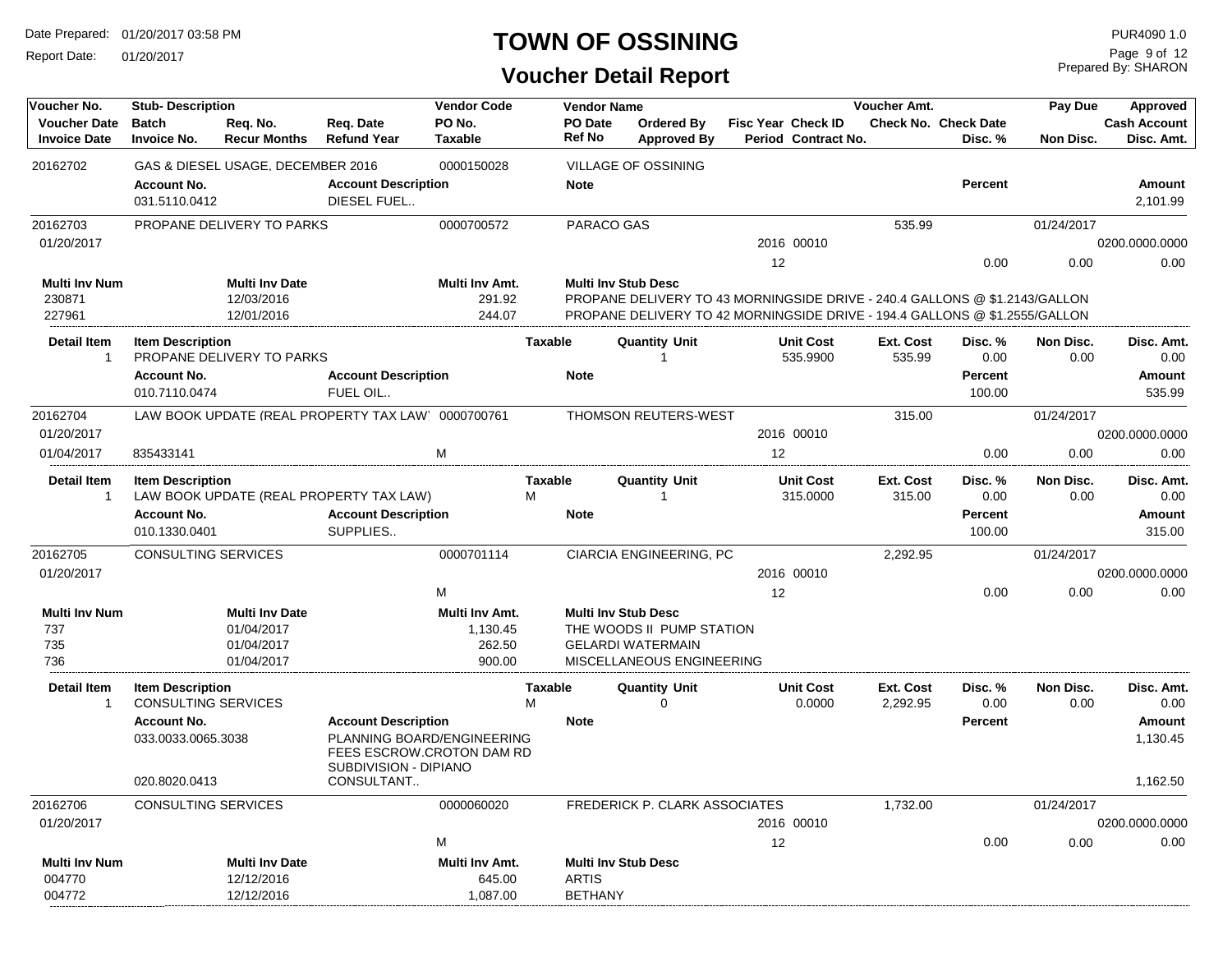# TOWN OF OSSINING

## Voucher Detail Report

Date Prepared: 01/20/2017 03:58 PM
Report Date: 01/20/2017

PUR4090 1.0
Prepared By: SHARON

| Voucher No. | Stub- Description | | | Vendor Code | Vendor Name | | | | Voucher Amt. | | Pay Due | Approved |
|---|---|---|---|---|---|---|---|---|---|---|---|---|
| Voucher Date | Batch | Req. No. | Req. Date | PO No. | PO Date | Ordered By | Fisc Year | Check ID | Check No. | Check Date | | Cash Account |
| Invoice Date | Invoice No. | Recur Months | Refund Year | Taxable | Ref No | Approved By | Period | Contract No. | | Disc. % | Non Disc. | Disc. Amt. |

**20162702** — GAS & DIESEL USAGE, DECEMBER 2016 — 0000150028 — VILLAGE OF OSSINING

| Account No. | Account Description | Note | Percent | Amount |
|---|---|---|---|---|
| 031.5110.0412 | DIESEL FUEL.. | | | 2,101.99 |

**20162703** — PROPANE DELIVERY TO PARKS — 0000700572 — PARACO GAS — Voucher Amt. 535.99 — Pay Due 01/24/2017

Voucher Date: 01/20/2017 — Fisc Year 2016 — Check ID 00010 — Cash Account 0200.0000.0000
Period 12 — Disc. % 0.00 — Non Disc. 0.00 — Disc. Amt. 0.00

| Multi Inv Num | Multi Inv Date | Multi Inv Amt. | Multi Inv Stub Desc |
|---|---|---|---|
| 230871 | 12/03/2016 | 291.92 | PROPANE DELIVERY TO 43 MORNINGSIDE DRIVE - 240.4 GALLONS @ $1.2143/GALLON |
| 227961 | 12/01/2016 | 244.07 | PROPANE DELIVERY TO 42 MORNINGSIDE DRIVE - 194.4 GALLONS @ $1.2555/GALLON |

| Detail Item | Item Description | Taxable | Quantity Unit | Unit Cost | Ext. Cost | Disc. % | Non Disc. | Disc. Amt. |
|---|---|---|---|---|---|---|---|---|
| 1 | PROPANE DELIVERY TO PARKS | | 1 | 535.9900 | 535.99 | 0.00 | 0.00 | 0.00 |

| Account No. | Account Description | Note | Percent | Amount |
|---|---|---|---|---|
| 010.7110.0474 | FUEL OIL.. | | 100.00 | 535.99 |

**20162704** — LAW BOOK UPDATE (REAL PROPERTY TAX LAW) — 0000700761 — THOMSON REUTERS-WEST — Voucher Amt. 315.00 — Pay Due 01/24/2017

Voucher Date: 01/20/2017 — Fisc Year 2016 — Check ID 00010 — Cash Account 0200.0000.0000
Invoice Date: 01/04/2017 — Invoice No. 835433141 — Taxable M — Period 12 — Disc. % 0.00 — Non Disc. 0.00 — Disc. Amt. 0.00

| Detail Item | Item Description | Taxable | Quantity Unit | Unit Cost | Ext. Cost | Disc. % | Non Disc. | Disc. Amt. |
|---|---|---|---|---|---|---|---|---|
| 1 | LAW BOOK UPDATE (REAL PROPERTY TAX LAW) | M | 1 | 315.0000 | 315.00 | 0.00 | 0.00 | 0.00 |

| Account No. | Account Description | Note | Percent | Amount |
|---|---|---|---|---|
| 010.1330.0401 | SUPPLIES.. | | 100.00 | 315.00 |

**20162705** — CONSULTING SERVICES — 0000701114 — CIARCIA ENGINEERING, PC — Voucher Amt. 2,292.95 — Pay Due 01/24/2017

Voucher Date: 01/20/2017 — Fisc Year 2016 — Check ID 00010 — Cash Account 0200.0000.0000
Taxable M — Period 12 — Disc. % 0.00 — Non Disc. 0.00 — Disc. Amt. 0.00

| Multi Inv Num | Multi Inv Date | Multi Inv Amt. | Multi Inv Stub Desc |
|---|---|---|---|
| 737 | 01/04/2017 | 1,130.45 | THE WOODS II PUMP STATION |
| 735 | 01/04/2017 | 262.50 | GELARDI WATERMAIN |
| 736 | 01/04/2017 | 900.00 | MISCELLANEOUS ENGINEERING |

| Detail Item | Item Description | Taxable | Quantity Unit | Unit Cost | Ext. Cost | Disc. % | Non Disc. | Disc. Amt. |
|---|---|---|---|---|---|---|---|---|
| 1 | CONSULTING SERVICES | M | 0 | 0.0000 | 2,292.95 | 0.00 | 0.00 | 0.00 |

| Account No. | Account Description | Note | Percent | Amount |
|---|---|---|---|---|
| 033.0033.0065.3038 | PLANNING BOARD/ENGINEERING FEES ESCROW.CROTON DAM RD SUBDIVISION - DIPIANO | | | 1,130.45 |
| 020.8020.0413 | CONSULTANT.. | | | 1,162.50 |

**20162706** — CONSULTING SERVICES — 0000060020 — FREDERICK P. CLARK ASSOCIATES — Voucher Amt. 1,732.00 — Pay Due 01/24/2017

Voucher Date: 01/20/2017 — Fisc Year 2016 — Check ID 00010 — Cash Account 0200.0000.0000
Taxable M — Period 12 — Disc. % 0.00 — Non Disc. 0.00 — Disc. Amt. 0.00

| Multi Inv Num | Multi Inv Date | Multi Inv Amt. | Multi Inv Stub Desc |
|---|---|---|---|
| 004770 | 12/12/2016 | 645.00 | ARTIS |
| 004772 | 12/12/2016 | 1,087.00 | BETHANY |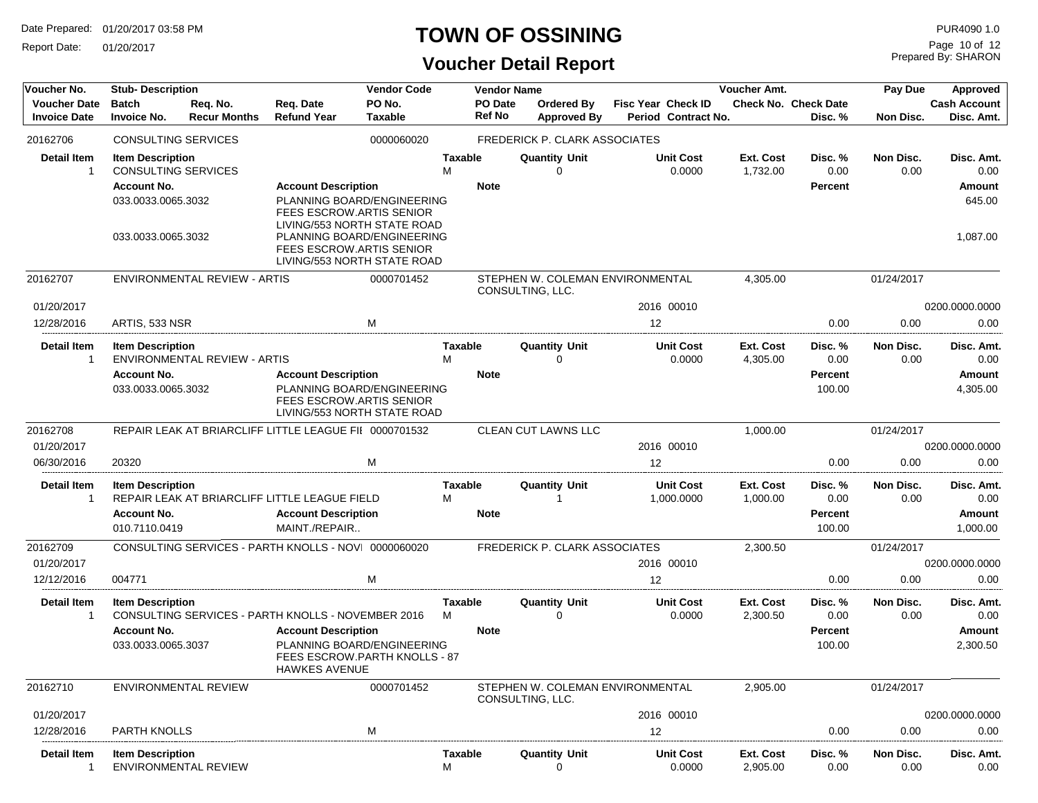# TOWN OF OSSINING

## Voucher Detail Report

Date Prepared: 01/20/2017 03:58 PM
Report Date: 01/20/2017

PUR4090 1.0
Prepared By: SHARON

| Voucher No. / Voucher Date / Invoice Date | Stub- Description / Batch / Invoice No. | Req. No. / Recur Months | Req. Date / Refund Year | Vendor Code / PO No. / Taxable | Vendor Name / PO Date / Ref No | Ordered By / Approved By | Fisc Year Check ID / Period Contract No. | Voucher Amt. / Check No. | Check Date / Disc. % | Pay Due / Non Disc. | Approved / Cash Account / Disc. Amt. |
|---|---|---|---|---|---|---|---|---|---|---|---|
| 20162706 | CONSULTING SERVICES | | | 0000060020 | FREDERICK P. CLARK ASSOCIATES | | | | | | |

| Detail Item | Item Description | Taxable | Quantity Unit | Unit Cost | Ext. Cost | Disc. % | Non Disc. | Disc. Amt. |
|---|---|---|---|---|---|---|---|---|
| 1 | CONSULTING SERVICES | M | 0 | 0.0000 | 1,732.00 | 0.00 | 0.00 | 0.00 |

| Account No. | Account Description | Note | Percent | Amount |
|---|---|---|---|---|
| 033.0033.0065.3032 | PLANNING BOARD/ENGINEERING FEES ESCROW.ARTIS SENIOR LIVING/553 NORTH STATE ROAD | | | 645.00 |
| 033.0033.0065.3032 | PLANNING BOARD/ENGINEERING FEES ESCROW.ARTIS SENIOR LIVING/553 NORTH STATE ROAD | | | 1,087.00 |

| Voucher No. / Voucher Date / Invoice Date | Stub- Description / Batch / Invoice No. | Req. No. / Recur Months | Req. Date / Refund Year | Vendor Code / PO No. / Taxable | Vendor Name / PO Date / Ref No | Ordered By / Approved By | Fisc Year Check ID / Period Contract No. | Voucher Amt. / Check No. | Check Date / Disc. % | Pay Due / Non Disc. | Approved / Cash Account / Disc. Amt. |
|---|---|---|---|---|---|---|---|---|---|---|---|
| 20162707 | ENVIRONMENTAL REVIEW - ARTIS | | | 0000701452 | STEPHEN W. COLEMAN ENVIRONMENTAL CONSULTING, LLC. | | | 4,305.00 | | 01/24/2017 | |
| 01/20/2017 | | | | | | | 2016 00010 | | | | 0200.0000.0000 |
| 12/28/2016 | ARTIS, 533 NSR | | | M | | | 12 | | 0.00 | 0.00 | 0.00 |

| Detail Item | Item Description | Taxable | Quantity Unit | Unit Cost | Ext. Cost | Disc. % | Non Disc. | Disc. Amt. |
|---|---|---|---|---|---|---|---|---|
| 1 | ENVIRONMENTAL REVIEW - ARTIS | M | 0 | 0.0000 | 4,305.00 | 0.00 | 0.00 | 0.00 |

| Account No. | Account Description | Note | Percent | Amount |
|---|---|---|---|---|
| 033.0033.0065.3032 | PLANNING BOARD/ENGINEERING FEES ESCROW.ARTIS SENIOR LIVING/553 NORTH STATE ROAD | | 100.00 | 4,305.00 |

| Voucher No. / Voucher Date / Invoice Date | Stub- Description / Batch / Invoice No. | Req. No. / Recur Months | Req. Date / Refund Year | Vendor Code / PO No. / Taxable | Vendor Name / PO Date / Ref No | Ordered By / Approved By | Fisc Year Check ID / Period Contract No. | Voucher Amt. / Check No. | Check Date / Disc. % | Pay Due / Non Disc. | Approved / Cash Account / Disc. Amt. |
|---|---|---|---|---|---|---|---|---|---|---|---|
| 20162708 | REPAIR LEAK AT BRIARCLIFF LITTLE LEAGUE FII | | | 0000701532 | CLEAN CUT LAWNS LLC | | | 1,000.00 | | 01/24/2017 | |
| 01/20/2017 | | | | | | | 2016 00010 | | | | 0200.0000.0000 |
| 06/30/2016 | 20320 | | | M | | | 12 | | 0.00 | 0.00 | 0.00 |

| Detail Item | Item Description | Taxable | Quantity Unit | Unit Cost | Ext. Cost | Disc. % | Non Disc. | Disc. Amt. |
|---|---|---|---|---|---|---|---|---|
| 1 | REPAIR LEAK AT BRIARCLIFF LITTLE LEAGUE FIELD | M | 1 | 1,000.0000 | 1,000.00 | 0.00 | 0.00 | 0.00 |

| Account No. | Account Description | Note | Percent | Amount |
|---|---|---|---|---|
| 010.7110.0419 | MAINT./REPAIR.. | | 100.00 | 1,000.00 |

| Voucher No. / Voucher Date / Invoice Date | Stub- Description / Batch / Invoice No. | Req. No. / Recur Months | Req. Date / Refund Year | Vendor Code / PO No. / Taxable | Vendor Name / PO Date / Ref No | Ordered By / Approved By | Fisc Year Check ID / Period Contract No. | Voucher Amt. / Check No. | Check Date / Disc. % | Pay Due / Non Disc. | Approved / Cash Account / Disc. Amt. |
|---|---|---|---|---|---|---|---|---|---|---|---|
| 20162709 | CONSULTING SERVICES - PARTH KNOLLS - NOVI | | | 0000060020 | FREDERICK P. CLARK ASSOCIATES | | | 2,300.50 | | 01/24/2017 | |
| 01/20/2017 | | | | | | | 2016 00010 | | | | 0200.0000.0000 |
| 12/12/2016 | 004771 | | | M | | | 12 | | 0.00 | 0.00 | 0.00 |

| Detail Item | Item Description | Taxable | Quantity Unit | Unit Cost | Ext. Cost | Disc. % | Non Disc. | Disc. Amt. |
|---|---|---|---|---|---|---|---|---|
| 1 | CONSULTING SERVICES - PARTH KNOLLS - NOVEMBER 2016 | M | 0 | 0.0000 | 2,300.50 | 0.00 | 0.00 | 0.00 |

| Account No. | Account Description | Note | Percent | Amount |
|---|---|---|---|---|
| 033.0033.0065.3037 | PLANNING BOARD/ENGINEERING FEES ESCROW.PARTH KNOLLS - 87 HAWKES AVENUE | | 100.00 | 2,300.50 |

| Voucher No. / Voucher Date / Invoice Date | Stub- Description / Batch / Invoice No. | Req. No. / Recur Months | Req. Date / Refund Year | Vendor Code / PO No. / Taxable | Vendor Name / PO Date / Ref No | Ordered By / Approved By | Fisc Year Check ID / Period Contract No. | Voucher Amt. / Check No. | Check Date / Disc. % | Pay Due / Non Disc. | Approved / Cash Account / Disc. Amt. |
|---|---|---|---|---|---|---|---|---|---|---|---|
| 20162710 | ENVIRONMENTAL REVIEW | | | 0000701452 | STEPHEN W. COLEMAN ENVIRONMENTAL CONSULTING, LLC. | | | 2,905.00 | | 01/24/2017 | |
| 01/20/2017 | | | | | | | 2016 00010 | | | | 0200.0000.0000 |
| 12/28/2016 | PARTH KNOLLS | | | M | | | 12 | | 0.00 | 0.00 | 0.00 |

| Detail Item | Item Description | Taxable | Quantity Unit | Unit Cost | Ext. Cost | Disc. % | Non Disc. | Disc. Amt. |
|---|---|---|---|---|---|---|---|---|
| 1 | ENVIRONMENTAL REVIEW | M | 0 | 0.0000 | 2,905.00 | 0.00 | 0.00 | 0.00 |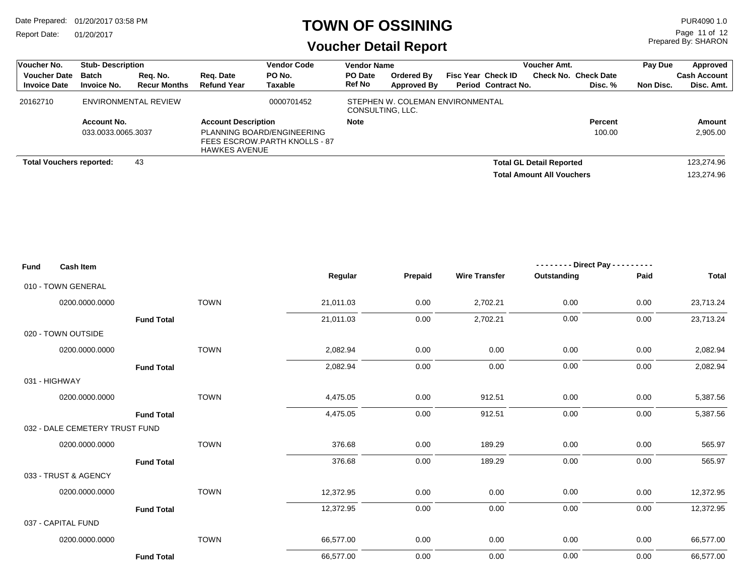# TOWN OF OSSINING

## Voucher Detail Report

Date Prepared: 01/20/2017 03:58 PM
Report Date: 01/20/2017

PUR4090 1.0
Prepared By: SHARON

| Voucher No. / Voucher Date / Invoice Date | Stub- Description / Batch / Invoice No. | Req. No. / Recur Months | Req. Date / Refund Year | Vendor Code / PO No. / Taxable | Vendor Name / PO Date / Ref No | Ordered By / Approved By | Fisc Year / Period | Check ID / Contract No. | Voucher Amt. / Check No. | Check Date / Disc. % | Pay Due / Non Disc. | Approved / Cash Account / Disc. Amt. |
|---|---|---|---|---|---|---|---|---|---|---|---|---|
| 20162710 | ENVIRONMENTAL REVIEW | | | 0000701452 | STEPHEN W. COLEMAN ENVIRONMENTAL CONSULTING, LLC. | | | | | | | |

| Account No. | Account Description | Note | Percent | Amount |
|---|---|---|---|---|
| 033.0033.0065.3037 | PLANNING BOARD/ENGINEERING FEES ESCROW.PARTH KNOLLS - 87 HAWKES AVENUE | | 100.00 | 2,905.00 |

**Total Vouchers reported:** 43

**Total GL Detail Reported** 123,274.96

**Total Amount All Vouchers** 123,274.96

| Fund | Cash Item | | Regular | Prepaid | Wire Transfer | Direct Pay - Outstanding | Direct Pay - Paid | Total |
|---|---|---|---|---|---|---|---|---|
| 010 - TOWN GENERAL | | | | | | | | |
| | 0200.0000.0000 | TOWN | 21,011.03 | 0.00 | 2,702.21 | 0.00 | 0.00 | 23,713.24 |
| | **Fund Total** | | 21,011.03 | 0.00 | 2,702.21 | 0.00 | 0.00 | 23,713.24 |
| 020 - TOWN OUTSIDE | | | | | | | | |
| | 0200.0000.0000 | TOWN | 2,082.94 | 0.00 | 0.00 | 0.00 | 0.00 | 2,082.94 |
| | **Fund Total** | | 2,082.94 | 0.00 | 0.00 | 0.00 | 0.00 | 2,082.94 |
| 031 - HIGHWAY | | | | | | | | |
| | 0200.0000.0000 | TOWN | 4,475.05 | 0.00 | 912.51 | 0.00 | 0.00 | 5,387.56 |
| | **Fund Total** | | 4,475.05 | 0.00 | 912.51 | 0.00 | 0.00 | 5,387.56 |
| 032 - DALE CEMETERY TRUST FUND | | | | | | | | |
| | 0200.0000.0000 | TOWN | 376.68 | 0.00 | 189.29 | 0.00 | 0.00 | 565.97 |
| | **Fund Total** | | 376.68 | 0.00 | 189.29 | 0.00 | 0.00 | 565.97 |
| 033 - TRUST & AGENCY | | | | | | | | |
| | 0200.0000.0000 | TOWN | 12,372.95 | 0.00 | 0.00 | 0.00 | 0.00 | 12,372.95 |
| | **Fund Total** | | 12,372.95 | 0.00 | 0.00 | 0.00 | 0.00 | 12,372.95 |
| 037 - CAPITAL FUND | | | | | | | | |
| | 0200.0000.0000 | TOWN | 66,577.00 | 0.00 | 0.00 | 0.00 | 0.00 | 66,577.00 |
| | **Fund Total** | | 66,577.00 | 0.00 | 0.00 | 0.00 | 0.00 | 66,577.00 |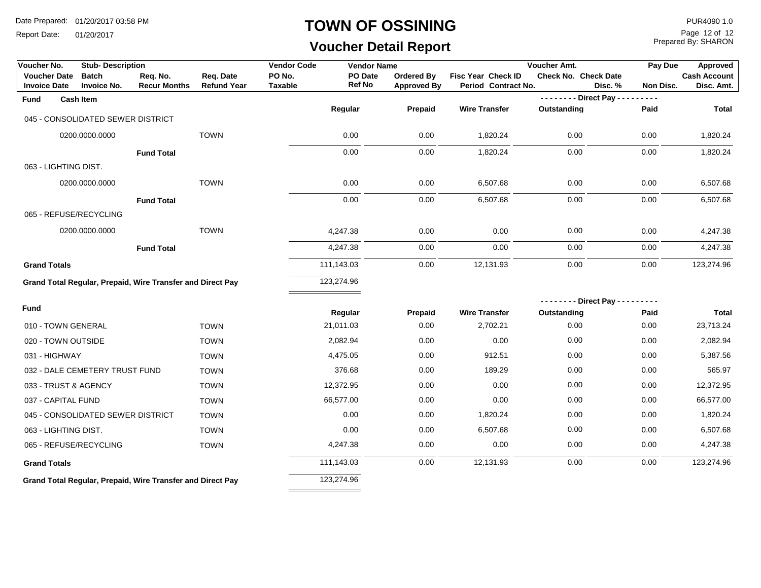# TOWN OF OSSINING

## Voucher Detail Report

Date Prepared: 01/20/2017 03:58 PM
Report Date: 01/20/2017

PUR4090 1.0
Prepared By: SHARON

| Voucher No. | Stub- Description | | | Vendor Code | Vendor Name | | | | Voucher Amt. | | Pay Due | Approved |
|---|---|---|---|---|---|---|---|---|---|---|---|---|
| Voucher Date | Batch | Req. No. | Req. Date | PO No. | PO Date | Ordered By | Fisc Year | Check ID | Check No. | Check Date | | Cash Account |
| Invoice Date | Invoice No. | Recur Months | Refund Year | Taxable | Ref No | Approved By | Period | Contract No. | | Disc. % | Non Disc. | Disc. Amt. |

| Fund | Cash Item | | Regular | Prepaid | Wire Transfer | Direct Pay Outstanding | Direct Pay Paid | Total |
|---|---|---|---|---|---|---|---|---|
| 045 - CONSOLIDATED SEWER DISTRICT | | | | | | | | |
| | 0200.0000.0000 | TOWN | 0.00 | 0.00 | 1,820.24 | 0.00 | 0.00 | 1,820.24 |
| | Fund Total | | 0.00 | 0.00 | 1,820.24 | 0.00 | 0.00 | 1,820.24 |
| 063 - LIGHTING DIST. | | | | | | | | |
| | 0200.0000.0000 | TOWN | 0.00 | 0.00 | 6,507.68 | 0.00 | 0.00 | 6,507.68 |
| | Fund Total | | 0.00 | 0.00 | 6,507.68 | 0.00 | 0.00 | 6,507.68 |
| 065 - REFUSE/RECYCLING | | | | | | | | |
| | 0200.0000.0000 | TOWN | 4,247.38 | 0.00 | 0.00 | 0.00 | 0.00 | 4,247.38 |
| | Fund Total | | 4,247.38 | 0.00 | 0.00 | 0.00 | 0.00 | 4,247.38 |
| **Grand Totals** | | | 111,143.03 | 0.00 | 12,131.93 | 0.00 | 0.00 | 123,274.96 |
| **Grand Total Regular, Prepaid, Wire Transfer and Direct Pay** | | | 123,274.96 | | | | | |

| Fund | | Regular | Prepaid | Wire Transfer | Direct Pay Outstanding | Direct Pay Paid | Total |
|---|---|---|---|---|---|---|---|
| 010 - TOWN GENERAL | TOWN | 21,011.03 | 0.00 | 2,702.21 | 0.00 | 0.00 | 23,713.24 |
| 020 - TOWN OUTSIDE | TOWN | 2,082.94 | 0.00 | 0.00 | 0.00 | 0.00 | 2,082.94 |
| 031 - HIGHWAY | TOWN | 4,475.05 | 0.00 | 912.51 | 0.00 | 0.00 | 5,387.56 |
| 032 - DALE CEMETERY TRUST FUND | TOWN | 376.68 | 0.00 | 189.29 | 0.00 | 0.00 | 565.97 |
| 033 - TRUST & AGENCY | TOWN | 12,372.95 | 0.00 | 0.00 | 0.00 | 0.00 | 12,372.95 |
| 037 - CAPITAL FUND | TOWN | 66,577.00 | 0.00 | 0.00 | 0.00 | 0.00 | 66,577.00 |
| 045 - CONSOLIDATED SEWER DISTRICT | TOWN | 0.00 | 0.00 | 1,820.24 | 0.00 | 0.00 | 1,820.24 |
| 063 - LIGHTING DIST. | TOWN | 0.00 | 0.00 | 6,507.68 | 0.00 | 0.00 | 6,507.68 |
| 065 - REFUSE/RECYCLING | TOWN | 4,247.38 | 0.00 | 0.00 | 0.00 | 0.00 | 4,247.38 |
| **Grand Totals** | | 111,143.03 | 0.00 | 12,131.93 | 0.00 | 0.00 | 123,274.96 |
| **Grand Total Regular, Prepaid, Wire Transfer and Direct Pay** | | 123,274.96 | | | | | |